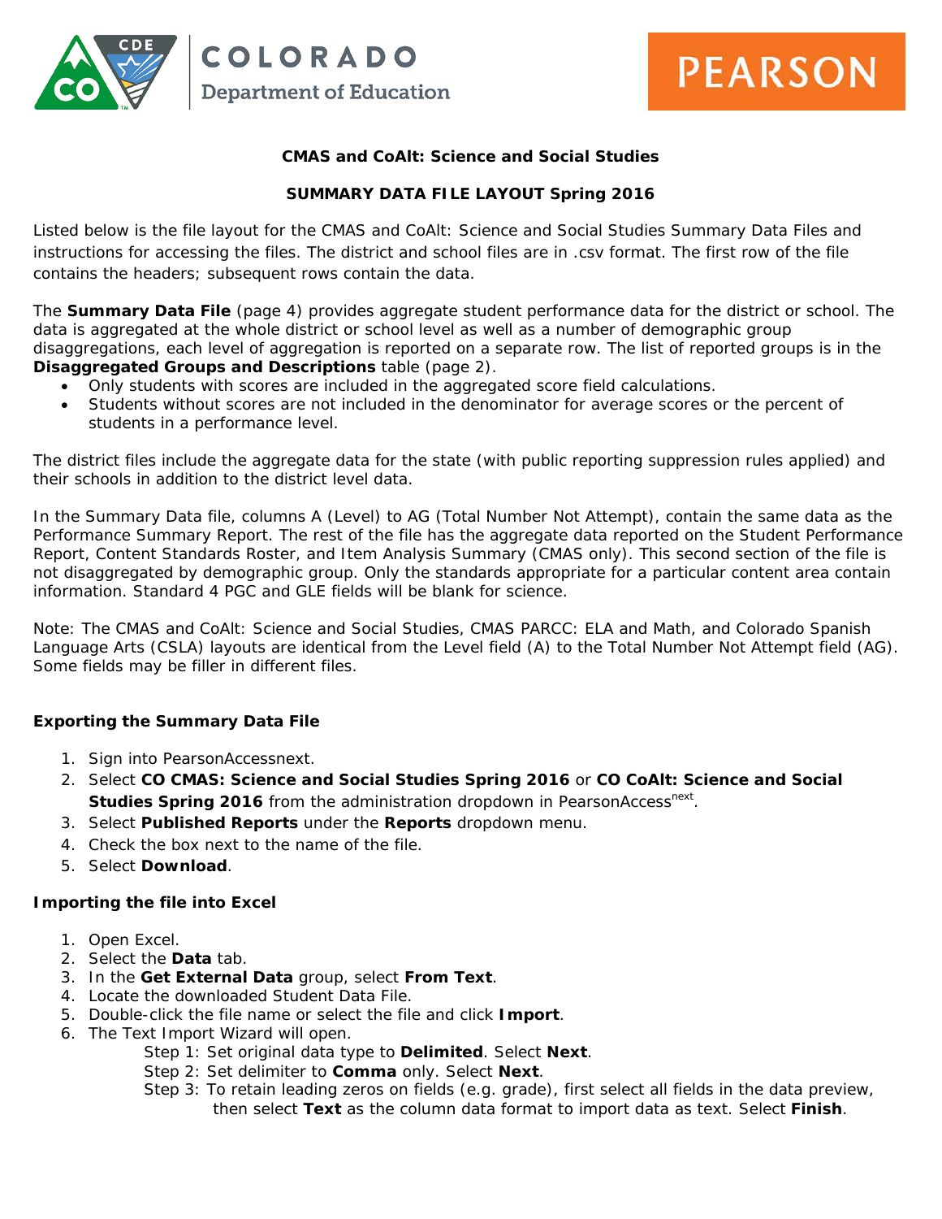**CMAS and CoAlt: Science and Social Studies**

**SUMMARY DATA FILE LAYOUT Spring 2016**

Listed below is the file layout for the CMAS and CoAlt: Science and Social Studies Summary Data Files and instructions for accessing the files. The district and school files are in .csv format. The first row of the file contains the headers; subsequent rows contain the data.

The **Summary Data File** (page 4) provides aggregate student performance data for the district or school. The data is aggregated at the whole district or school level as well as a number of demographic group disaggregations, each level of aggregation is reported on a separate row. The list of reported groups is in the **Disaggregated Groups and Descriptions** table (page 2).

- Only students with scores are included in the aggregated score field calculations.
- Students without scores are not included in the denominator for average scores or the percent of students in a performance level.

The district files include the aggregate data for the state (with public reporting suppression rules applied) and their schools in addition to the district level data.

In the Summary Data file, columns A (Level) to AG (Total Number Not Attempt), contain the same data as the Performance Summary Report. The rest of the file has the aggregate data reported on the Student Performance Report, Content Standards Roster, and Item Analysis Summary (CMAS only). This second section of the file is not disaggregated by demographic group. Only the standards appropriate for a particular content area contain information. Standard 4 PGC and GLE fields will be blank for science.

Note: The CMAS and CoAlt: Science and Social Studies, CMAS PARCC: ELA and Math, and Colorado Spanish Language Arts (CSLA) layouts are identical from the Level field (A) to the Total Number Not Attempt field (AG). Some fields may be filler in different files.

### Exporting the Summary Data File

1. Sign into PearsonAccessnext.
2. Select **CO CMAS: Science and Social Studies Spring 2016** or **CO CoAlt: Science and Social Studies Spring 2016** from the administration dropdown in PearsonAccess[next].
3. Select **Published Reports** under the **Reports** dropdown menu.
4. Check the box next to the name of the file.
5. Select **Download**.

### Importing the file into Excel

1. Open Excel.
2. Select the **Data** tab.
3. In the **Get External Data** group, select **From Text**.
4. Locate the downloaded Student Data File.
5. Double-click the file name or select the file and click **Import**.
6. The Text Import Wizard will open.
   - Step 1: Set original data type to **Delimited**. Select **Next**.
   - Step 2: Set delimiter to **Comma** only. Select **Next**.
   - Step 3: To retain leading zeros on fields (e.g. grade), first select all fields in the data preview, then select **Text** as the column data format to import data as text. Select **Finish**.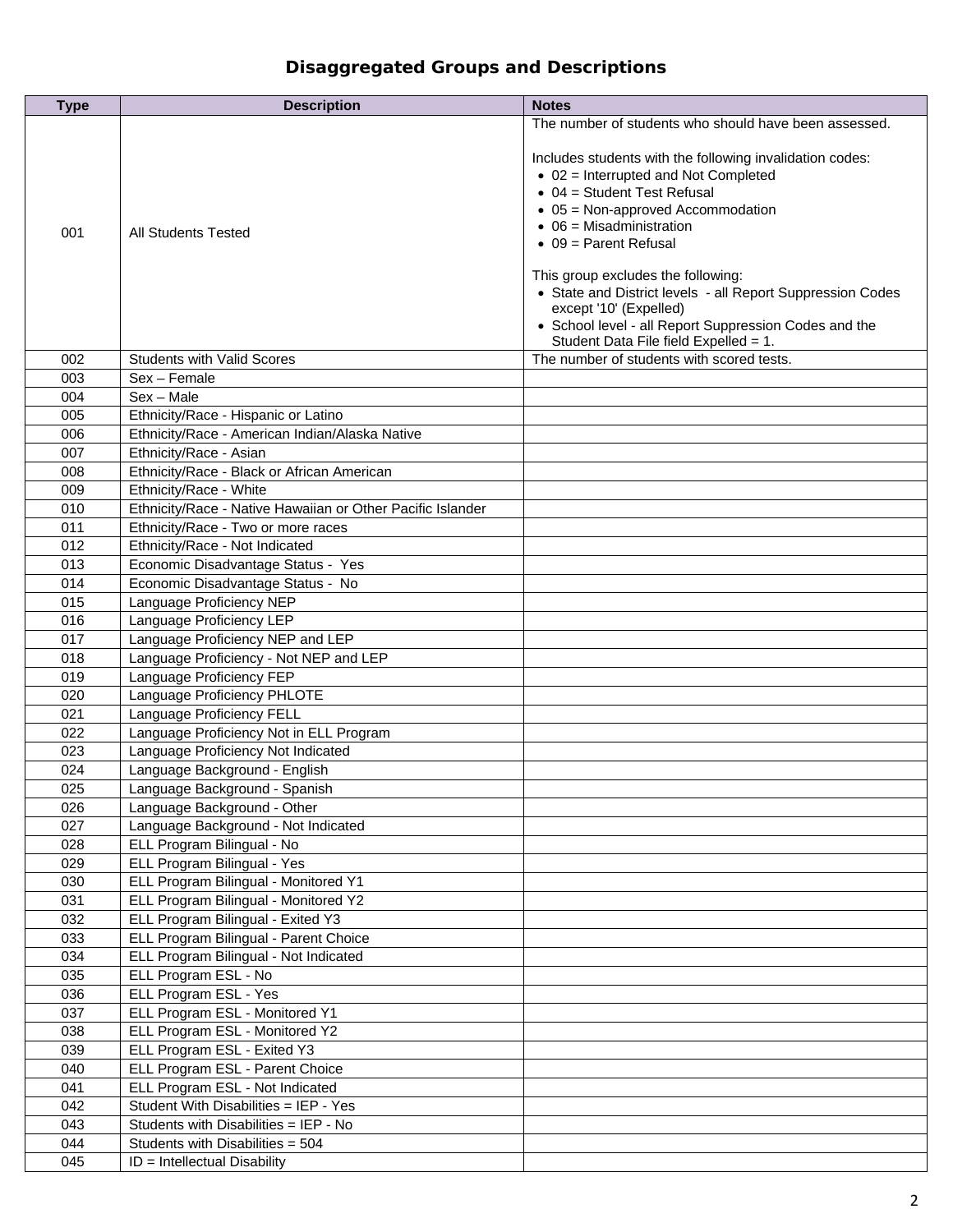# Disaggregated Groups and Descriptions

| Type | Description | Notes |
|---|---|---|
| 001 | All Students Tested | The number of students who should have been assessed.<br><br>Includes students with the following invalidation codes:<br>• 02 = Interrupted and Not Completed<br>• 04 = Student Test Refusal<br>• 05 = Non-approved Accommodation<br>• 06 = Misadministration<br>• 09 = Parent Refusal<br><br>This group excludes the following:<br>• State and District levels - all Report Suppression Codes except '10' (Expelled)<br>• School level - all Report Suppression Codes and the Student Data File field Expelled = 1. |
| 002 | Students with Valid Scores | The number of students with scored tests. |
| 003 | Sex – Female | |
| 004 | Sex – Male | |
| 005 | Ethnicity/Race - Hispanic or Latino | |
| 006 | Ethnicity/Race - American Indian/Alaska Native | |
| 007 | Ethnicity/Race - Asian | |
| 008 | Ethnicity/Race - Black or African American | |
| 009 | Ethnicity/Race - White | |
| 010 | Ethnicity/Race - Native Hawaiian or Other Pacific Islander | |
| 011 | Ethnicity/Race - Two or more races | |
| 012 | Ethnicity/Race - Not Indicated | |
| 013 | Economic Disadvantage Status - Yes | |
| 014 | Economic Disadvantage Status - No | |
| 015 | Language Proficiency NEP | |
| 016 | Language Proficiency LEP | |
| 017 | Language Proficiency NEP and LEP | |
| 018 | Language Proficiency - Not NEP and LEP | |
| 019 | Language Proficiency FEP | |
| 020 | Language Proficiency PHLOTE | |
| 021 | Language Proficiency FELL | |
| 022 | Language Proficiency Not in ELL Program | |
| 023 | Language Proficiency Not Indicated | |
| 024 | Language Background - English | |
| 025 | Language Background - Spanish | |
| 026 | Language Background - Other | |
| 027 | Language Background - Not Indicated | |
| 028 | ELL Program Bilingual - No | |
| 029 | ELL Program Bilingual - Yes | |
| 030 | ELL Program Bilingual - Monitored Y1 | |
| 031 | ELL Program Bilingual - Monitored Y2 | |
| 032 | ELL Program Bilingual - Exited Y3 | |
| 033 | ELL Program Bilingual - Parent Choice | |
| 034 | ELL Program Bilingual - Not Indicated | |
| 035 | ELL Program ESL - No | |
| 036 | ELL Program ESL - Yes | |
| 037 | ELL Program ESL - Monitored Y1 | |
| 038 | ELL Program ESL - Monitored Y2 | |
| 039 | ELL Program ESL - Exited Y3 | |
| 040 | ELL Program ESL - Parent Choice | |
| 041 | ELL Program ESL - Not Indicated | |
| 042 | Student With Disabilities = IEP - Yes | |
| 043 | Students with Disabilities = IEP - No | |
| 044 | Students with Disabilities = 504 | |
| 045 | ID = Intellectual Disability | |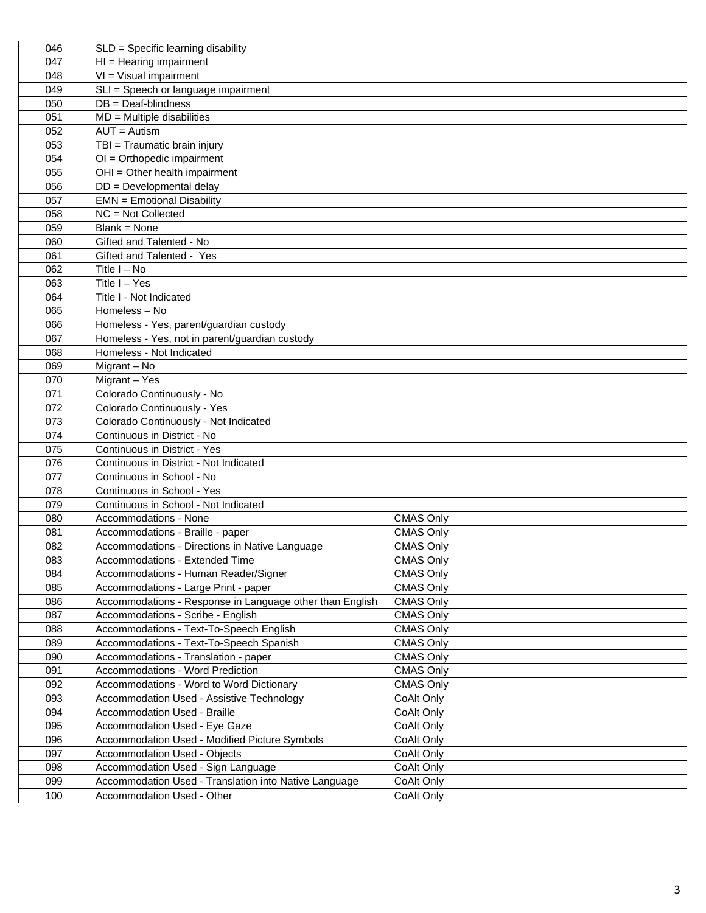| | | |
|---|---|---|
| 046 | SLD = Specific learning disability | |
| 047 | HI = Hearing impairment | |
| 048 | VI = Visual impairment | |
| 049 | SLI = Speech or language impairment | |
| 050 | DB = Deaf-blindness | |
| 051 | MD = Multiple disabilities | |
| 052 | AUT = Autism | |
| 053 | TBI = Traumatic brain injury | |
| 054 | OI = Orthopedic impairment | |
| 055 | OHI = Other health impairment | |
| 056 | DD = Developmental delay | |
| 057 | EMN = Emotional Disability | |
| 058 | NC = Not Collected | |
| 059 | Blank = None | |
| 060 | Gifted and Talented - No | |
| 061 | Gifted and Talented - Yes | |
| 062 | Title I – No | |
| 063 | Title I – Yes | |
| 064 | Title I - Not Indicated | |
| 065 | Homeless – No | |
| 066 | Homeless - Yes, parent/guardian custody | |
| 067 | Homeless - Yes, not in parent/guardian custody | |
| 068 | Homeless - Not Indicated | |
| 069 | Migrant – No | |
| 070 | Migrant – Yes | |
| 071 | Colorado Continuously - No | |
| 072 | Colorado Continuously - Yes | |
| 073 | Colorado Continuously - Not Indicated | |
| 074 | Continuous in District - No | |
| 075 | Continuous in District - Yes | |
| 076 | Continuous in District - Not Indicated | |
| 077 | Continuous in School - No | |
| 078 | Continuous in School - Yes | |
| 079 | Continuous in School - Not Indicated | |
| 080 | Accommodations - None | CMAS Only |
| 081 | Accommodations - Braille - paper | CMAS Only |
| 082 | Accommodations - Directions in Native Language | CMAS Only |
| 083 | Accommodations - Extended Time | CMAS Only |
| 084 | Accommodations - Human Reader/Signer | CMAS Only |
| 085 | Accommodations - Large Print - paper | CMAS Only |
| 086 | Accommodations - Response in Language other than English | CMAS Only |
| 087 | Accommodations - Scribe - English | CMAS Only |
| 088 | Accommodations - Text-To-Speech English | CMAS Only |
| 089 | Accommodations - Text-To-Speech Spanish | CMAS Only |
| 090 | Accommodations - Translation - paper | CMAS Only |
| 091 | Accommodations - Word Prediction | CMAS Only |
| 092 | Accommodations - Word to Word Dictionary | CMAS Only |
| 093 | Accommodation Used - Assistive Technology | CoAlt Only |
| 094 | Accommodation Used - Braille | CoAlt Only |
| 095 | Accommodation Used - Eye Gaze | CoAlt Only |
| 096 | Accommodation Used - Modified Picture Symbols | CoAlt Only |
| 097 | Accommodation Used - Objects | CoAlt Only |
| 098 | Accommodation Used - Sign Language | CoAlt Only |
| 099 | Accommodation Used - Translation into Native Language | CoAlt Only |
| 100 | Accommodation Used - Other | CoAlt Only |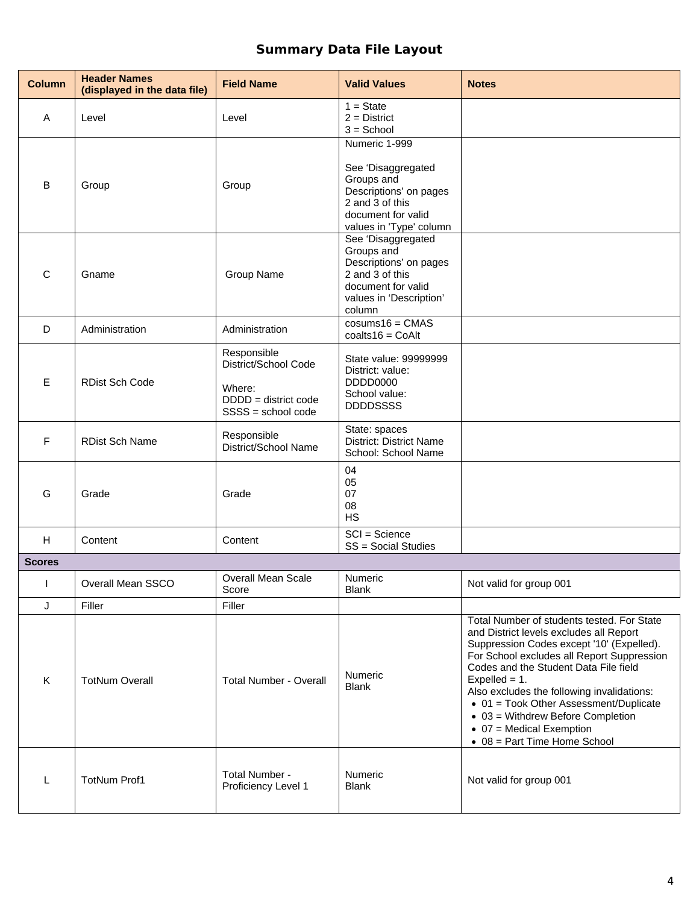# Summary Data File Layout

| Column | Header Names (displayed in the data file) | Field Name | Valid Values | Notes |
|---|---|---|---|---|
| A | Level | Level | 1 = State<br>2 = District<br>3 = School | |
| B | Group | Group | Numeric 1-999<br><br>See 'Disaggregated Groups and Descriptions' on pages 2 and 3 of this document for valid values in 'Type' column | |
| C | Gname | Group Name | See 'Disaggregated Groups and Descriptions' on pages 2 and 3 of this document for valid values in 'Description' column | |
| D | Administration | Administration | cosums16 = CMAS<br>coalts16 = CoAlt | |
| E | RDist Sch Code | Responsible District/School Code<br><br>Where:<br>DDDD = district code<br>SSSS = school code | State value: 99999999<br>District: value: DDDD0000<br>School value: DDDDSSSS | |
| F | RDist Sch Name | Responsible District/School Name | State: spaces<br>District: District Name<br>School: School Name | |
| G | Grade | Grade | 04<br>05<br>07<br>08<br>HS | |
| H | Content | Content | SCI = Science<br>SS = Social Studies | |
| **Scores** | | | | |
| I | Overall Mean SSCO | Overall Mean Scale Score | Numeric<br>Blank | Not valid for group 001 |
| J | Filler | Filler | | |
| K | TotNum Overall | Total Number - Overall | Numeric<br>Blank | Total Number of students tested. For State and District levels excludes all Report Suppression Codes except '10' (Expelled). For School excludes all Report Suppression Codes and the Student Data File field Expelled = 1.<br>Also excludes the following invalidations:<br>• 01 = Took Other Assessment/Duplicate<br>• 03 = Withdrew Before Completion<br>• 07 = Medical Exemption<br>• 08 = Part Time Home School |
| L | TotNum Prof1 | Total Number - Proficiency Level 1 | Numeric<br>Blank | Not valid for group 001 |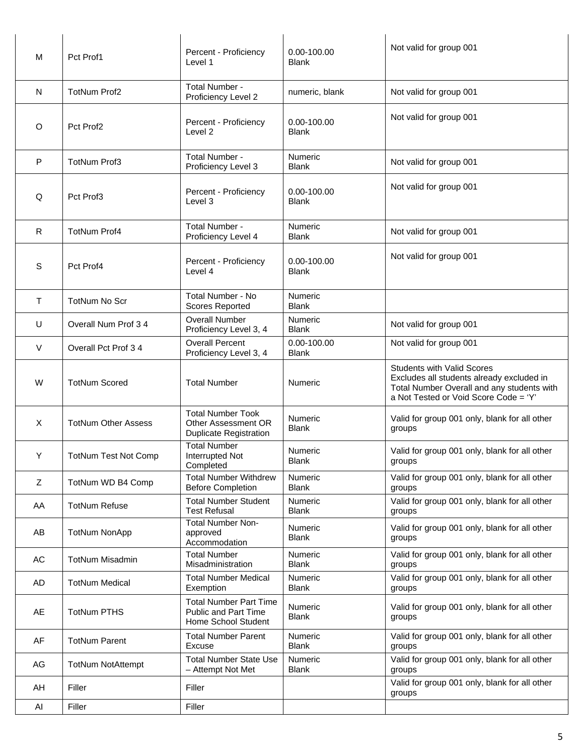| | | | | |
|---|---|---|---|---|
| M | Pct Prof1 | Percent - Proficiency Level 1 | 0.00-100.00 Blank | Not valid for group 001 |
| N | TotNum Prof2 | Total Number - Proficiency Level 2 | numeric, blank | Not valid for group 001 |
| O | Pct Prof2 | Percent - Proficiency Level 2 | 0.00-100.00 Blank | Not valid for group 001 |
| P | TotNum Prof3 | Total Number - Proficiency Level 3 | Numeric Blank | Not valid for group 001 |
| Q | Pct Prof3 | Percent - Proficiency Level 3 | 0.00-100.00 Blank | Not valid for group 001 |
| R | TotNum Prof4 | Total Number - Proficiency Level 4 | Numeric Blank | Not valid for group 001 |
| S | Pct Prof4 | Percent - Proficiency Level 4 | 0.00-100.00 Blank | Not valid for group 001 |
| T | TotNum No Scr | Total Number - No Scores Reported | Numeric Blank | |
| U | Overall Num Prof 3 4 | Overall Number Proficiency Level 3, 4 | Numeric Blank | Not valid for group 001 |
| V | Overall Pct Prof 3 4 | Overall Percent Proficiency Level 3, 4 | 0.00-100.00 Blank | Not valid for group 001 |
| W | TotNum Scored | Total Number | Numeric | Students with Valid Scores Excludes all students already excluded in Total Number Overall and any students with a Not Tested or Void Score Code = 'Y' |
| X | TotNum Other Assess | Total Number Took Other Assessment OR Duplicate Registration | Numeric Blank | Valid for group 001 only, blank for all other groups |
| Y | TotNum Test Not Comp | Total Number Interrupted Not Completed | Numeric Blank | Valid for group 001 only, blank for all other groups |
| Z | TotNum WD B4 Comp | Total Number Withdrew Before Completion | Numeric Blank | Valid for group 001 only, blank for all other groups |
| AA | TotNum Refuse | Total Number Student Test Refusal | Numeric Blank | Valid for group 001 only, blank for all other groups |
| AB | TotNum NonApp | Total Number Non-approved Accommodation | Numeric Blank | Valid for group 001 only, blank for all other groups |
| AC | TotNum Misadmin | Total Number Misadministration | Numeric Blank | Valid for group 001 only, blank for all other groups |
| AD | TotNum Medical | Total Number Medical Exemption | Numeric Blank | Valid for group 001 only, blank for all other groups |
| AE | TotNum PTHS | Total Number Part Time Public and Part Time Home School Student | Numeric Blank | Valid for group 001 only, blank for all other groups |
| AF | TotNum Parent | Total Number Parent Excuse | Numeric Blank | Valid for group 001 only, blank for all other groups |
| AG | TotNum NotAttempt | Total Number State Use – Attempt Not Met | Numeric Blank | Valid for group 001 only, blank for all other groups |
| AH | Filler | Filler | | Valid for group 001 only, blank for all other groups |
| AI | Filler | Filler | | |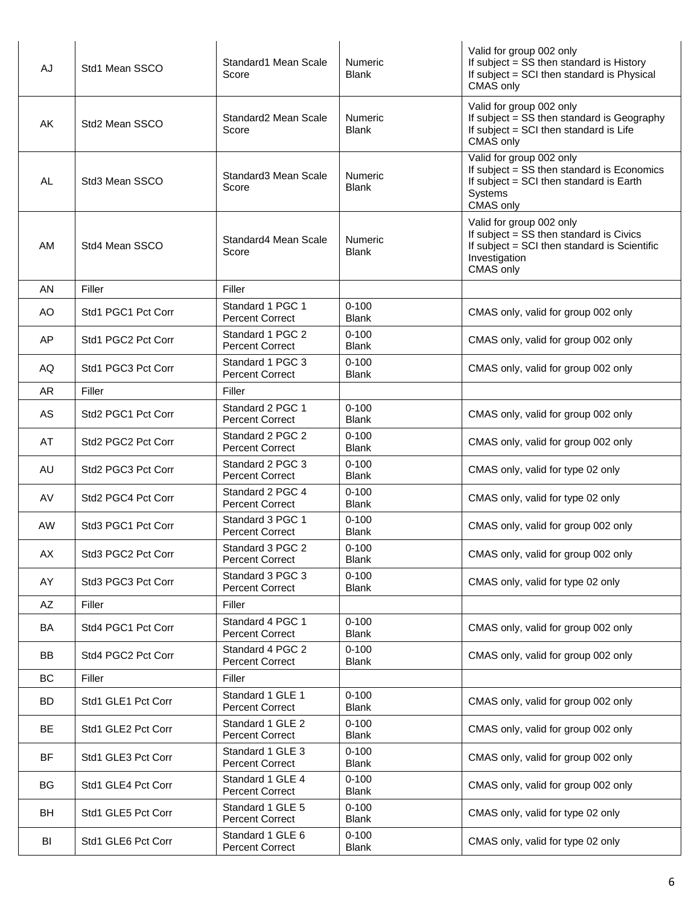| AJ | Std1 Mean SSCO | Standard1 Mean Scale Score | Numeric<br>Blank | Valid for group 002 only<br>If subject = SS then standard is History<br>If subject = SCI then standard is Physical<br>CMAS only |
|---|---|---|---|---|
| AK | Std2 Mean SSCO | Standard2 Mean Scale Score | Numeric<br>Blank | Valid for group 002 only<br>If subject = SS then standard is Geography<br>If subject = SCI then standard is Life<br>CMAS only |
| AL | Std3 Mean SSCO | Standard3 Mean Scale Score | Numeric<br>Blank | Valid for group 002 only<br>If subject = SS then standard is Economics<br>If subject = SCI then standard is Earth Systems<br>CMAS only |
| AM | Std4 Mean SSCO | Standard4 Mean Scale Score | Numeric<br>Blank | Valid for group 002 only<br>If subject = SS then standard is Civics<br>If subject = SCI then standard is Scientific Investigation<br>CMAS only |
| AN | Filler | Filler | | |
| AO | Std1 PGC1 Pct Corr | Standard 1 PGC 1 Percent Correct | 0-100<br>Blank | CMAS only, valid for group 002 only |
| AP | Std1 PGC2 Pct Corr | Standard 1 PGC 2 Percent Correct | 0-100<br>Blank | CMAS only, valid for group 002 only |
| AQ | Std1 PGC3 Pct Corr | Standard 1 PGC 3 Percent Correct | 0-100<br>Blank | CMAS only, valid for group 002 only |
| AR | Filler | Filler | | |
| AS | Std2 PGC1 Pct Corr | Standard 2 PGC 1 Percent Correct | 0-100<br>Blank | CMAS only, valid for group 002 only |
| AT | Std2 PGC2 Pct Corr | Standard 2 PGC 2 Percent Correct | 0-100<br>Blank | CMAS only, valid for group 002 only |
| AU | Std2 PGC3 Pct Corr | Standard 2 PGC 3 Percent Correct | 0-100<br>Blank | CMAS only, valid for type 02 only |
| AV | Std2 PGC4 Pct Corr | Standard 2 PGC 4 Percent Correct | 0-100<br>Blank | CMAS only, valid for type 02 only |
| AW | Std3 PGC1 Pct Corr | Standard 3 PGC 1 Percent Correct | 0-100<br>Blank | CMAS only, valid for group 002 only |
| AX | Std3 PGC2 Pct Corr | Standard 3 PGC 2 Percent Correct | 0-100<br>Blank | CMAS only, valid for group 002 only |
| AY | Std3 PGC3 Pct Corr | Standard 3 PGC 3 Percent Correct | 0-100<br>Blank | CMAS only, valid for type 02 only |
| AZ | Filler | Filler | | |
| BA | Std4 PGC1 Pct Corr | Standard 4 PGC 1 Percent Correct | 0-100<br>Blank | CMAS only, valid for group 002 only |
| BB | Std4 PGC2 Pct Corr | Standard 4 PGC 2 Percent Correct | 0-100<br>Blank | CMAS only, valid for group 002 only |
| BC | Filler | Filler | | |
| BD | Std1 GLE1 Pct Corr | Standard 1 GLE 1 Percent Correct | 0-100<br>Blank | CMAS only, valid for group 002 only |
| BE | Std1 GLE2 Pct Corr | Standard 1 GLE 2 Percent Correct | 0-100<br>Blank | CMAS only, valid for group 002 only |
| BF | Std1 GLE3 Pct Corr | Standard 1 GLE 3 Percent Correct | 0-100<br>Blank | CMAS only, valid for group 002 only |
| BG | Std1 GLE4 Pct Corr | Standard 1 GLE 4 Percent Correct | 0-100<br>Blank | CMAS only, valid for group 002 only |
| BH | Std1 GLE5 Pct Corr | Standard 1 GLE 5 Percent Correct | 0-100<br>Blank | CMAS only, valid for type 02 only |
| BI | Std1 GLE6 Pct Corr | Standard 1 GLE 6 Percent Correct | 0-100<br>Blank | CMAS only, valid for type 02 only |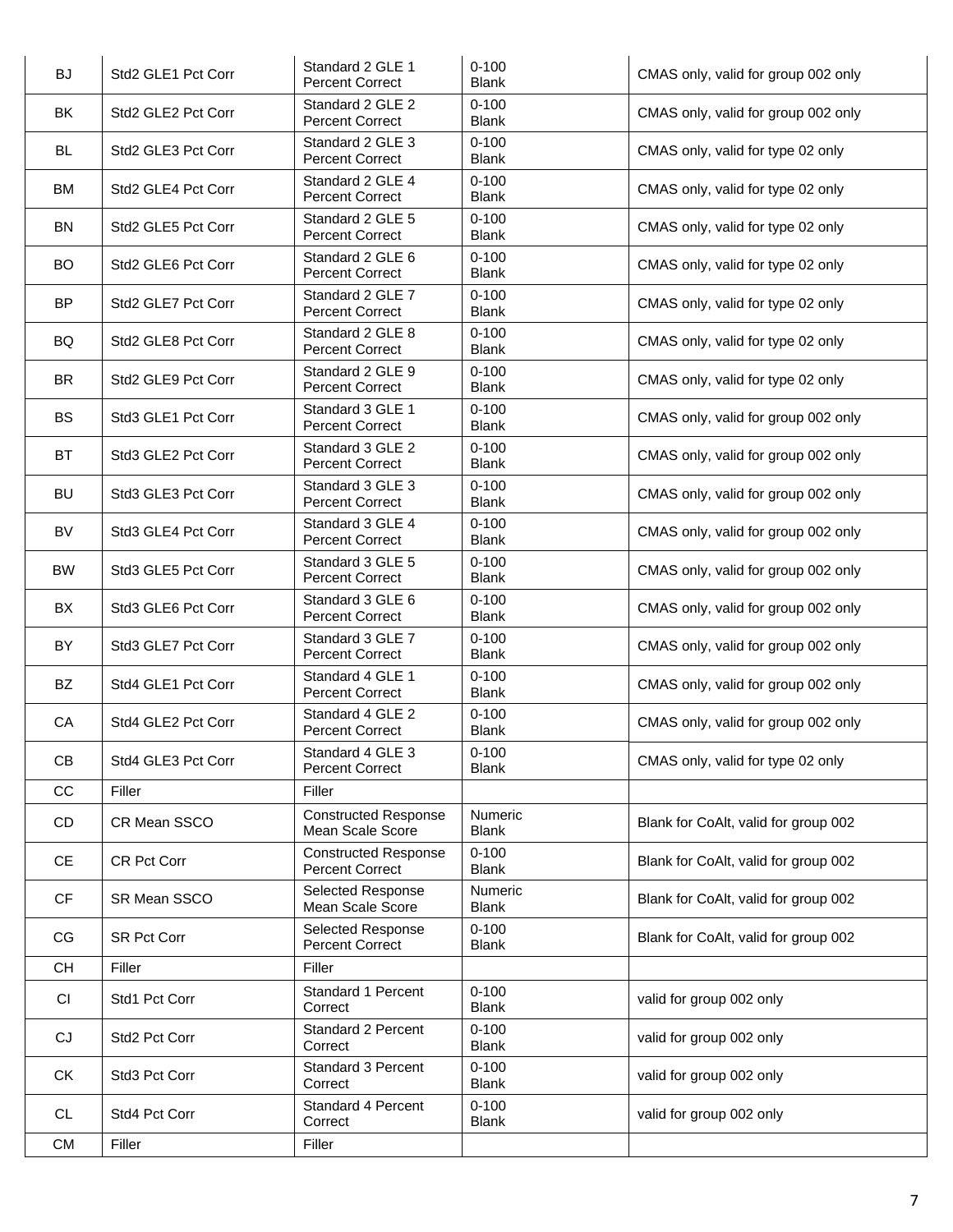| BJ | Std2 GLE1 Pct Corr | Standard 2 GLE 1 Percent Correct | 0-100 Blank | CMAS only, valid for group 002 only |
|---|---|---|---|---|
| BK | Std2 GLE2 Pct Corr | Standard 2 GLE 2 Percent Correct | 0-100 Blank | CMAS only, valid for group 002 only |
| BL | Std2 GLE3 Pct Corr | Standard 2 GLE 3 Percent Correct | 0-100 Blank | CMAS only, valid for type 02 only |
| BM | Std2 GLE4 Pct Corr | Standard 2 GLE 4 Percent Correct | 0-100 Blank | CMAS only, valid for type 02 only |
| BN | Std2 GLE5 Pct Corr | Standard 2 GLE 5 Percent Correct | 0-100 Blank | CMAS only, valid for type 02 only |
| BO | Std2 GLE6 Pct Corr | Standard 2 GLE 6 Percent Correct | 0-100 Blank | CMAS only, valid for type 02 only |
| BP | Std2 GLE7 Pct Corr | Standard 2 GLE 7 Percent Correct | 0-100 Blank | CMAS only, valid for type 02 only |
| BQ | Std2 GLE8 Pct Corr | Standard 2 GLE 8 Percent Correct | 0-100 Blank | CMAS only, valid for type 02 only |
| BR | Std2 GLE9 Pct Corr | Standard 2 GLE 9 Percent Correct | 0-100 Blank | CMAS only, valid for type 02 only |
| BS | Std3 GLE1 Pct Corr | Standard 3 GLE 1 Percent Correct | 0-100 Blank | CMAS only, valid for group 002 only |
| BT | Std3 GLE2 Pct Corr | Standard 3 GLE 2 Percent Correct | 0-100 Blank | CMAS only, valid for group 002 only |
| BU | Std3 GLE3 Pct Corr | Standard 3 GLE 3 Percent Correct | 0-100 Blank | CMAS only, valid for group 002 only |
| BV | Std3 GLE4 Pct Corr | Standard 3 GLE 4 Percent Correct | 0-100 Blank | CMAS only, valid for group 002 only |
| BW | Std3 GLE5 Pct Corr | Standard 3 GLE 5 Percent Correct | 0-100 Blank | CMAS only, valid for group 002 only |
| BX | Std3 GLE6 Pct Corr | Standard 3 GLE 6 Percent Correct | 0-100 Blank | CMAS only, valid for group 002 only |
| BY | Std3 GLE7 Pct Corr | Standard 3 GLE 7 Percent Correct | 0-100 Blank | CMAS only, valid for group 002 only |
| BZ | Std4 GLE1 Pct Corr | Standard 4 GLE 1 Percent Correct | 0-100 Blank | CMAS only, valid for group 002 only |
| CA | Std4 GLE2 Pct Corr | Standard 4 GLE 2 Percent Correct | 0-100 Blank | CMAS only, valid for group 002 only |
| CB | Std4 GLE3 Pct Corr | Standard 4 GLE 3 Percent Correct | 0-100 Blank | CMAS only, valid for type 02 only |
| CC | Filler | Filler | | |
| CD | CR Mean SSCO | Constructed Response Mean Scale Score | Numeric Blank | Blank for CoAlt, valid for group 002 |
| CE | CR Pct Corr | Constructed Response Percent Correct | 0-100 Blank | Blank for CoAlt, valid for group 002 |
| CF | SR Mean SSCO | Selected Response Mean Scale Score | Numeric Blank | Blank for CoAlt, valid for group 002 |
| CG | SR Pct Corr | Selected Response Percent Correct | 0-100 Blank | Blank for CoAlt, valid for group 002 |
| CH | Filler | Filler | | |
| CI | Std1 Pct Corr | Standard 1 Percent Correct | 0-100 Blank | valid for group 002 only |
| CJ | Std2 Pct Corr | Standard 2 Percent Correct | 0-100 Blank | valid for group 002 only |
| CK | Std3 Pct Corr | Standard 3 Percent Correct | 0-100 Blank | valid for group 002 only |
| CL | Std4 Pct Corr | Standard 4 Percent Correct | 0-100 Blank | valid for group 002 only |
| CM | Filler | Filler | | |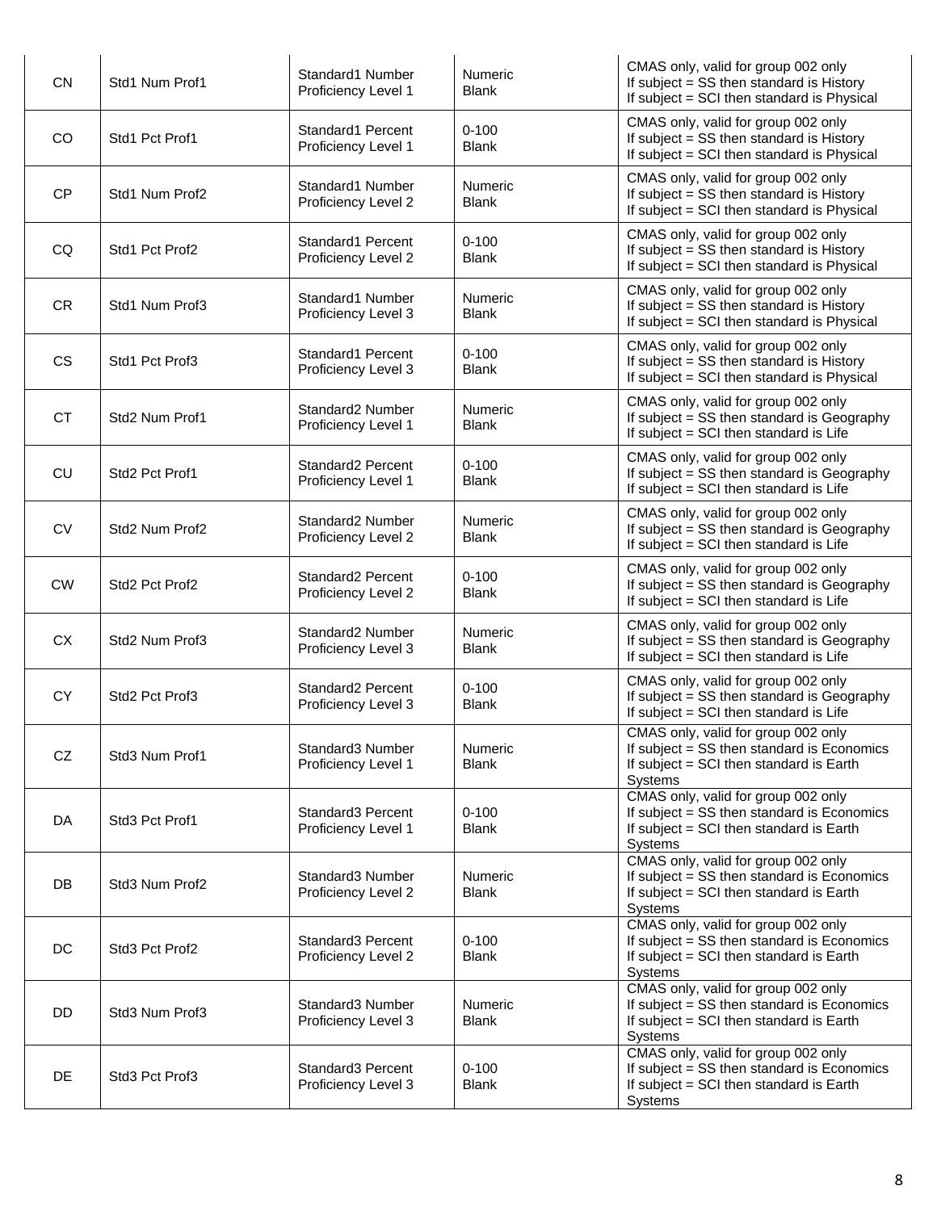| CN | Std1 Num Prof1 | Standard1 Number Proficiency Level 1 | Numeric<br>Blank | CMAS only, valid for group 002 only<br>If subject = SS then standard is History<br>If subject = SCI then standard is Physical |
|---|---|---|---|---|
| CO | Std1 Pct Prof1 | Standard1 Percent Proficiency Level 1 | 0-100<br>Blank | CMAS only, valid for group 002 only<br>If subject = SS then standard is History<br>If subject = SCI then standard is Physical |
| CP | Std1 Num Prof2 | Standard1 Number Proficiency Level 2 | Numeric<br>Blank | CMAS only, valid for group 002 only<br>If subject = SS then standard is History<br>If subject = SCI then standard is Physical |
| CQ | Std1 Pct Prof2 | Standard1 Percent Proficiency Level 2 | 0-100<br>Blank | CMAS only, valid for group 002 only<br>If subject = SS then standard is History<br>If subject = SCI then standard is Physical |
| CR | Std1 Num Prof3 | Standard1 Number Proficiency Level 3 | Numeric<br>Blank | CMAS only, valid for group 002 only<br>If subject = SS then standard is History<br>If subject = SCI then standard is Physical |
| CS | Std1 Pct Prof3 | Standard1 Percent Proficiency Level 3 | 0-100<br>Blank | CMAS only, valid for group 002 only<br>If subject = SS then standard is History<br>If subject = SCI then standard is Physical |
| CT | Std2 Num Prof1 | Standard2 Number Proficiency Level 1 | Numeric<br>Blank | CMAS only, valid for group 002 only<br>If subject = SS then standard is Geography<br>If subject = SCI then standard is Life |
| CU | Std2 Pct Prof1 | Standard2 Percent Proficiency Level 1 | 0-100<br>Blank | CMAS only, valid for group 002 only<br>If subject = SS then standard is Geography<br>If subject = SCI then standard is Life |
| CV | Std2 Num Prof2 | Standard2 Number Proficiency Level 2 | Numeric<br>Blank | CMAS only, valid for group 002 only<br>If subject = SS then standard is Geography<br>If subject = SCI then standard is Life |
| CW | Std2 Pct Prof2 | Standard2 Percent Proficiency Level 2 | 0-100<br>Blank | CMAS only, valid for group 002 only<br>If subject = SS then standard is Geography<br>If subject = SCI then standard is Life |
| CX | Std2 Num Prof3 | Standard2 Number Proficiency Level 3 | Numeric<br>Blank | CMAS only, valid for group 002 only<br>If subject = SS then standard is Geography<br>If subject = SCI then standard is Life |
| CY | Std2 Pct Prof3 | Standard2 Percent Proficiency Level 3 | 0-100<br>Blank | CMAS only, valid for group 002 only<br>If subject = SS then standard is Geography<br>If subject = SCI then standard is Life |
| CZ | Std3 Num Prof1 | Standard3 Number Proficiency Level 1 | Numeric<br>Blank | CMAS only, valid for group 002 only<br>If subject = SS then standard is Economics<br>If subject = SCI then standard is Earth Systems |
| DA | Std3 Pct Prof1 | Standard3 Percent Proficiency Level 1 | 0-100<br>Blank | CMAS only, valid for group 002 only<br>If subject = SS then standard is Economics<br>If subject = SCI then standard is Earth Systems |
| DB | Std3 Num Prof2 | Standard3 Number Proficiency Level 2 | Numeric<br>Blank | CMAS only, valid for group 002 only<br>If subject = SS then standard is Economics<br>If subject = SCI then standard is Earth Systems |
| DC | Std3 Pct Prof2 | Standard3 Percent Proficiency Level 2 | 0-100<br>Blank | CMAS only, valid for group 002 only<br>If subject = SS then standard is Economics<br>If subject = SCI then standard is Earth Systems |
| DD | Std3 Num Prof3 | Standard3 Number Proficiency Level 3 | Numeric<br>Blank | CMAS only, valid for group 002 only<br>If subject = SS then standard is Economics<br>If subject = SCI then standard is Earth Systems |
| DE | Std3 Pct Prof3 | Standard3 Percent Proficiency Level 3 | 0-100<br>Blank | CMAS only, valid for group 002 only<br>If subject = SS then standard is Economics<br>If subject = SCI then standard is Earth Systems |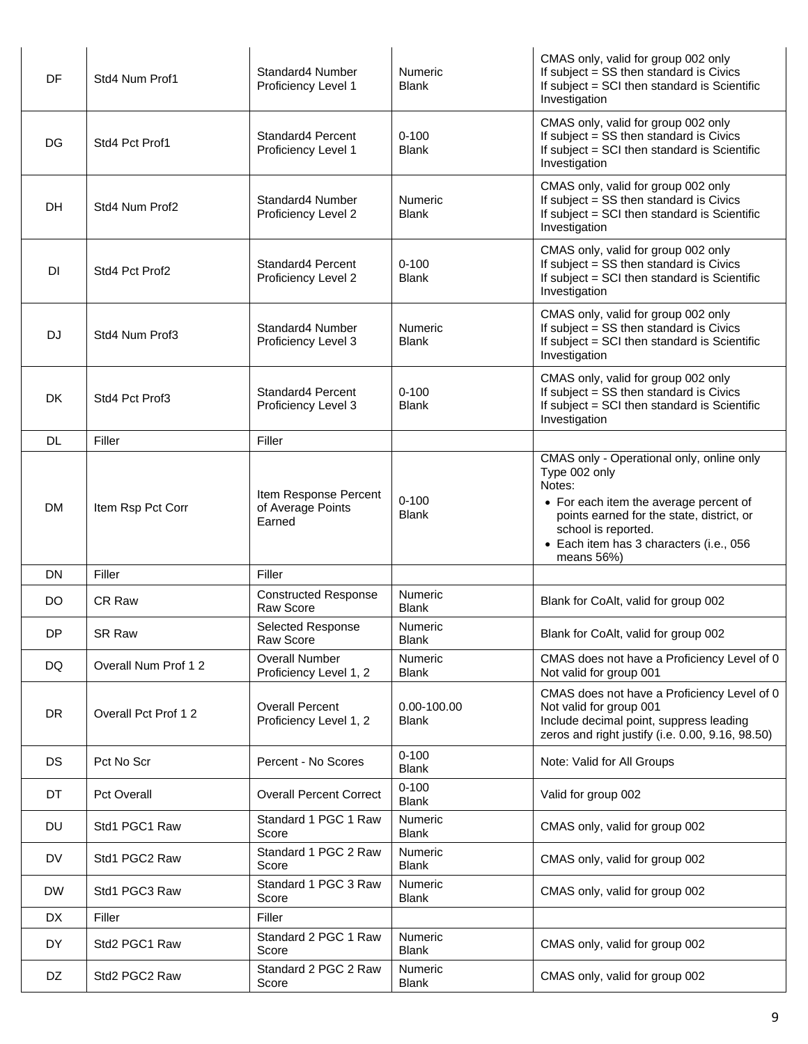| DF | Std4 Num Prof1 | Standard4 Number Proficiency Level 1 | Numeric<br>Blank | CMAS only, valid for group 002 only<br>If subject = SS then standard is Civics<br>If subject = SCI then standard is Scientific Investigation |
|---|---|---|---|---|
| DG | Std4 Pct Prof1 | Standard4 Percent Proficiency Level 1 | 0-100<br>Blank | CMAS only, valid for group 002 only<br>If subject = SS then standard is Civics<br>If subject = SCI then standard is Scientific Investigation |
| DH | Std4 Num Prof2 | Standard4 Number Proficiency Level 2 | Numeric<br>Blank | CMAS only, valid for group 002 only<br>If subject = SS then standard is Civics<br>If subject = SCI then standard is Scientific Investigation |
| DI | Std4 Pct Prof2 | Standard4 Percent Proficiency Level 2 | 0-100<br>Blank | CMAS only, valid for group 002 only<br>If subject = SS then standard is Civics<br>If subject = SCI then standard is Scientific Investigation |
| DJ | Std4 Num Prof3 | Standard4 Number Proficiency Level 3 | Numeric<br>Blank | CMAS only, valid for group 002 only<br>If subject = SS then standard is Civics<br>If subject = SCI then standard is Scientific Investigation |
| DK | Std4 Pct Prof3 | Standard4 Percent Proficiency Level 3 | 0-100<br>Blank | CMAS only, valid for group 002 only<br>If subject = SS then standard is Civics<br>If subject = SCI then standard is Scientific Investigation |
| DL | Filler | Filler | | |
| DM | Item Rsp Pct Corr | Item Response Percent of Average Points Earned | 0-100<br>Blank | CMAS only - Operational only, online only<br>Type 002 only<br>Notes:<br>• For each item the average percent of points earned for the state, district, or school is reported.<br>• Each item has 3 characters (i.e., 056 means 56%) |
| DN | Filler | Filler | | |
| DO | CR Raw | Constructed Response Raw Score | Numeric<br>Blank | Blank for CoAlt, valid for group 002 |
| DP | SR Raw | Selected Response Raw Score | Numeric<br>Blank | Blank for CoAlt, valid for group 002 |
| DQ | Overall Num Prof 1 2 | Overall Number Proficiency Level 1, 2 | Numeric<br>Blank | CMAS does not have a Proficiency Level of 0<br>Not valid for group 001 |
| DR | Overall Pct Prof 1 2 | Overall Percent Proficiency Level 1, 2 | 0.00-100.00<br>Blank | CMAS does not have a Proficiency Level of 0<br>Not valid for group 001<br>Include decimal point, suppress leading zeros and right justify (i.e. 0.00, 9.16, 98.50) |
| DS | Pct No Scr | Percent - No Scores | 0-100<br>Blank | Note: Valid for All Groups |
| DT | Pct Overall | Overall Percent Correct | 0-100<br>Blank | Valid for group 002 |
| DU | Std1 PGC1 Raw | Standard 1 PGC 1 Raw Score | Numeric<br>Blank | CMAS only, valid for group 002 |
| DV | Std1 PGC2 Raw | Standard 1 PGC 2 Raw Score | Numeric<br>Blank | CMAS only, valid for group 002 |
| DW | Std1 PGC3 Raw | Standard 1 PGC 3 Raw Score | Numeric<br>Blank | CMAS only, valid for group 002 |
| DX | Filler | Filler | | |
| DY | Std2 PGC1 Raw | Standard 2 PGC 1 Raw Score | Numeric<br>Blank | CMAS only, valid for group 002 |
| DZ | Std2 PGC2 Raw | Standard 2 PGC 2 Raw Score | Numeric<br>Blank | CMAS only, valid for group 002 |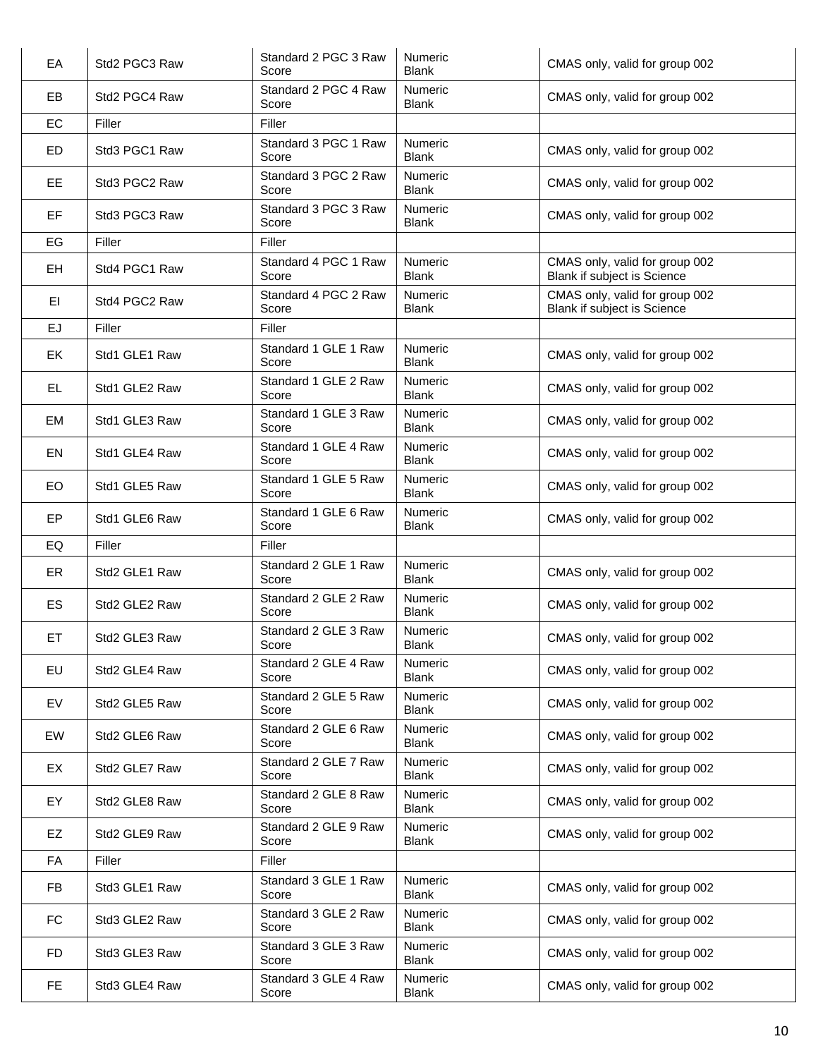| EA | Std2 PGC3 Raw | Standard 2 PGC 3 Raw Score | Numeric Blank | CMAS only, valid for group 002 |
|---|---|---|---|---|
| EB | Std2 PGC4 Raw | Standard 2 PGC 4 Raw Score | Numeric Blank | CMAS only, valid for group 002 |
| EC | Filler | Filler | | |
| ED | Std3 PGC1 Raw | Standard 3 PGC 1 Raw Score | Numeric Blank | CMAS only, valid for group 002 |
| EE | Std3 PGC2 Raw | Standard 3 PGC 2 Raw Score | Numeric Blank | CMAS only, valid for group 002 |
| EF | Std3 PGC3 Raw | Standard 3 PGC 3 Raw Score | Numeric Blank | CMAS only, valid for group 002 |
| EG | Filler | Filler | | |
| EH | Std4 PGC1 Raw | Standard 4 PGC 1 Raw Score | Numeric Blank | CMAS only, valid for group 002 Blank if subject is Science |
| EI | Std4 PGC2 Raw | Standard 4 PGC 2 Raw Score | Numeric Blank | CMAS only, valid for group 002 Blank if subject is Science |
| EJ | Filler | Filler | | |
| EK | Std1 GLE1 Raw | Standard 1 GLE 1 Raw Score | Numeric Blank | CMAS only, valid for group 002 |
| EL | Std1 GLE2 Raw | Standard 1 GLE 2 Raw Score | Numeric Blank | CMAS only, valid for group 002 |
| EM | Std1 GLE3 Raw | Standard 1 GLE 3 Raw Score | Numeric Blank | CMAS only, valid for group 002 |
| EN | Std1 GLE4 Raw | Standard 1 GLE 4 Raw Score | Numeric Blank | CMAS only, valid for group 002 |
| EO | Std1 GLE5 Raw | Standard 1 GLE 5 Raw Score | Numeric Blank | CMAS only, valid for group 002 |
| EP | Std1 GLE6 Raw | Standard 1 GLE 6 Raw Score | Numeric Blank | CMAS only, valid for group 002 |
| EQ | Filler | Filler | | |
| ER | Std2 GLE1 Raw | Standard 2 GLE 1 Raw Score | Numeric Blank | CMAS only, valid for group 002 |
| ES | Std2 GLE2 Raw | Standard 2 GLE 2 Raw Score | Numeric Blank | CMAS only, valid for group 002 |
| ET | Std2 GLE3 Raw | Standard 2 GLE 3 Raw Score | Numeric Blank | CMAS only, valid for group 002 |
| EU | Std2 GLE4 Raw | Standard 2 GLE 4 Raw Score | Numeric Blank | CMAS only, valid for group 002 |
| EV | Std2 GLE5 Raw | Standard 2 GLE 5 Raw Score | Numeric Blank | CMAS only, valid for group 002 |
| EW | Std2 GLE6 Raw | Standard 2 GLE 6 Raw Score | Numeric Blank | CMAS only, valid for group 002 |
| EX | Std2 GLE7 Raw | Standard 2 GLE 7 Raw Score | Numeric Blank | CMAS only, valid for group 002 |
| EY | Std2 GLE8 Raw | Standard 2 GLE 8 Raw Score | Numeric Blank | CMAS only, valid for group 002 |
| EZ | Std2 GLE9 Raw | Standard 2 GLE 9 Raw Score | Numeric Blank | CMAS only, valid for group 002 |
| FA | Filler | Filler | | |
| FB | Std3 GLE1 Raw | Standard 3 GLE 1 Raw Score | Numeric Blank | CMAS only, valid for group 002 |
| FC | Std3 GLE2 Raw | Standard 3 GLE 2 Raw Score | Numeric Blank | CMAS only, valid for group 002 |
| FD | Std3 GLE3 Raw | Standard 3 GLE 3 Raw Score | Numeric Blank | CMAS only, valid for group 002 |
| FE | Std3 GLE4 Raw | Standard 3 GLE 4 Raw Score | Numeric Blank | CMAS only, valid for group 002 |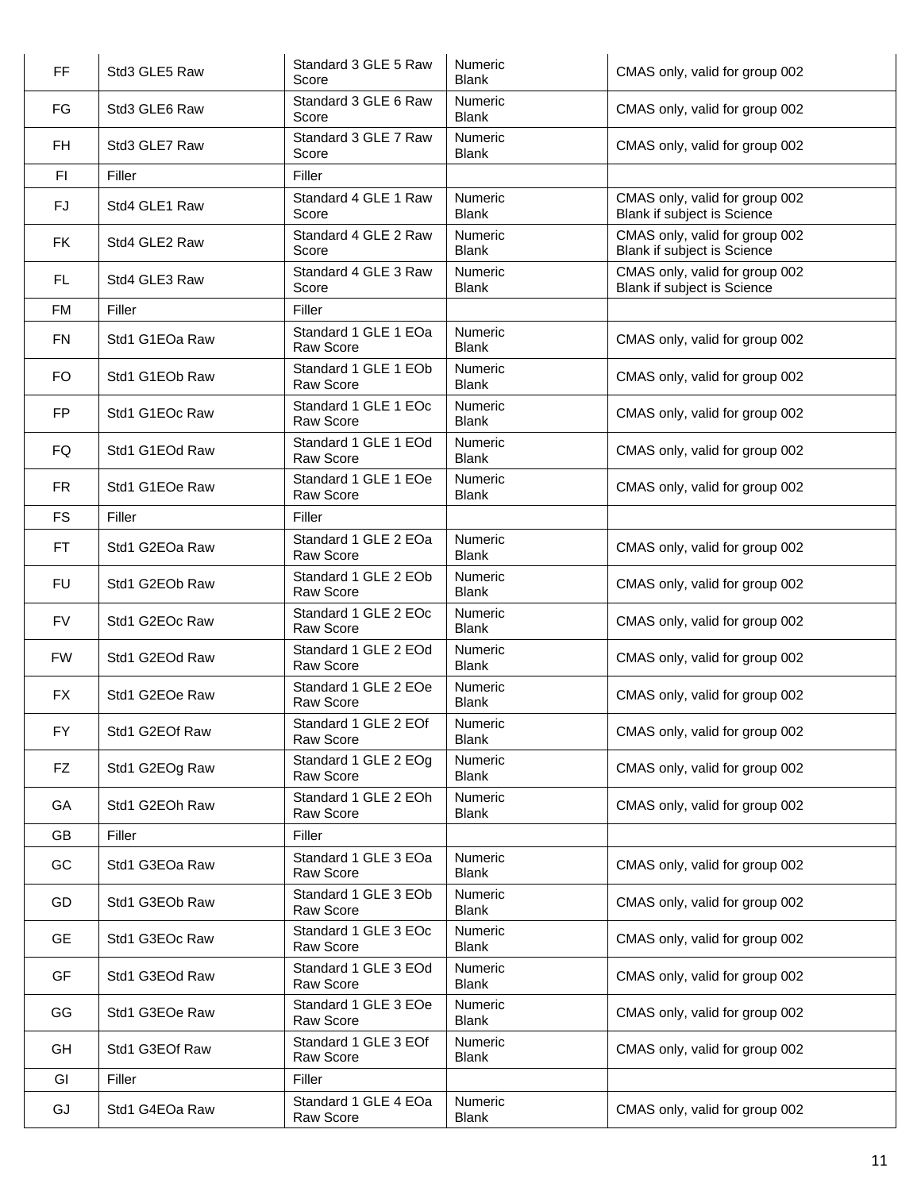| FF | Std3 GLE5 Raw | Standard 3 GLE 5 Raw Score | Numeric Blank | CMAS only, valid for group 002 |
|---|---|---|---|---|
| FG | Std3 GLE6 Raw | Standard 3 GLE 6 Raw Score | Numeric Blank | CMAS only, valid for group 002 |
| FH | Std3 GLE7 Raw | Standard 3 GLE 7 Raw Score | Numeric Blank | CMAS only, valid for group 002 |
| FI | Filler | Filler | | |
| FJ | Std4 GLE1 Raw | Standard 4 GLE 1 Raw Score | Numeric Blank | CMAS only, valid for group 002 Blank if subject is Science |
| FK | Std4 GLE2 Raw | Standard 4 GLE 2 Raw Score | Numeric Blank | CMAS only, valid for group 002 Blank if subject is Science |
| FL | Std4 GLE3 Raw | Standard 4 GLE 3 Raw Score | Numeric Blank | CMAS only, valid for group 002 Blank if subject is Science |
| FM | Filler | Filler | | |
| FN | Std1 G1EOa Raw | Standard 1 GLE 1 EOa Raw Score | Numeric Blank | CMAS only, valid for group 002 |
| FO | Std1 G1EOb Raw | Standard 1 GLE 1 EOb Raw Score | Numeric Blank | CMAS only, valid for group 002 |
| FP | Std1 G1EOc Raw | Standard 1 GLE 1 EOc Raw Score | Numeric Blank | CMAS only, valid for group 002 |
| FQ | Std1 G1EOd Raw | Standard 1 GLE 1 EOd Raw Score | Numeric Blank | CMAS only, valid for group 002 |
| FR | Std1 G1EOe Raw | Standard 1 GLE 1 EOe Raw Score | Numeric Blank | CMAS only, valid for group 002 |
| FS | Filler | Filler | | |
| FT | Std1 G2EOa Raw | Standard 1 GLE 2 EOa Raw Score | Numeric Blank | CMAS only, valid for group 002 |
| FU | Std1 G2EOb Raw | Standard 1 GLE 2 EOb Raw Score | Numeric Blank | CMAS only, valid for group 002 |
| FV | Std1 G2EOc Raw | Standard 1 GLE 2 EOc Raw Score | Numeric Blank | CMAS only, valid for group 002 |
| FW | Std1 G2EOd Raw | Standard 1 GLE 2 EOd Raw Score | Numeric Blank | CMAS only, valid for group 002 |
| FX | Std1 G2EOe Raw | Standard 1 GLE 2 EOe Raw Score | Numeric Blank | CMAS only, valid for group 002 |
| FY | Std1 G2EOf Raw | Standard 1 GLE 2 EOf Raw Score | Numeric Blank | CMAS only, valid for group 002 |
| FZ | Std1 G2EOg Raw | Standard 1 GLE 2 EOg Raw Score | Numeric Blank | CMAS only, valid for group 002 |
| GA | Std1 G2EOh Raw | Standard 1 GLE 2 EOh Raw Score | Numeric Blank | CMAS only, valid for group 002 |
| GB | Filler | Filler | | |
| GC | Std1 G3EOa Raw | Standard 1 GLE 3 EOa Raw Score | Numeric Blank | CMAS only, valid for group 002 |
| GD | Std1 G3EOb Raw | Standard 1 GLE 3 EOb Raw Score | Numeric Blank | CMAS only, valid for group 002 |
| GE | Std1 G3EOc Raw | Standard 1 GLE 3 EOc Raw Score | Numeric Blank | CMAS only, valid for group 002 |
| GF | Std1 G3EOd Raw | Standard 1 GLE 3 EOd Raw Score | Numeric Blank | CMAS only, valid for group 002 |
| GG | Std1 G3EOe Raw | Standard 1 GLE 3 EOe Raw Score | Numeric Blank | CMAS only, valid for group 002 |
| GH | Std1 G3EOf Raw | Standard 1 GLE 3 EOf Raw Score | Numeric Blank | CMAS only, valid for group 002 |
| GI | Filler | Filler | | |
| GJ | Std1 G4EOa Raw | Standard 1 GLE 4 EOa Raw Score | Numeric Blank | CMAS only, valid for group 002 |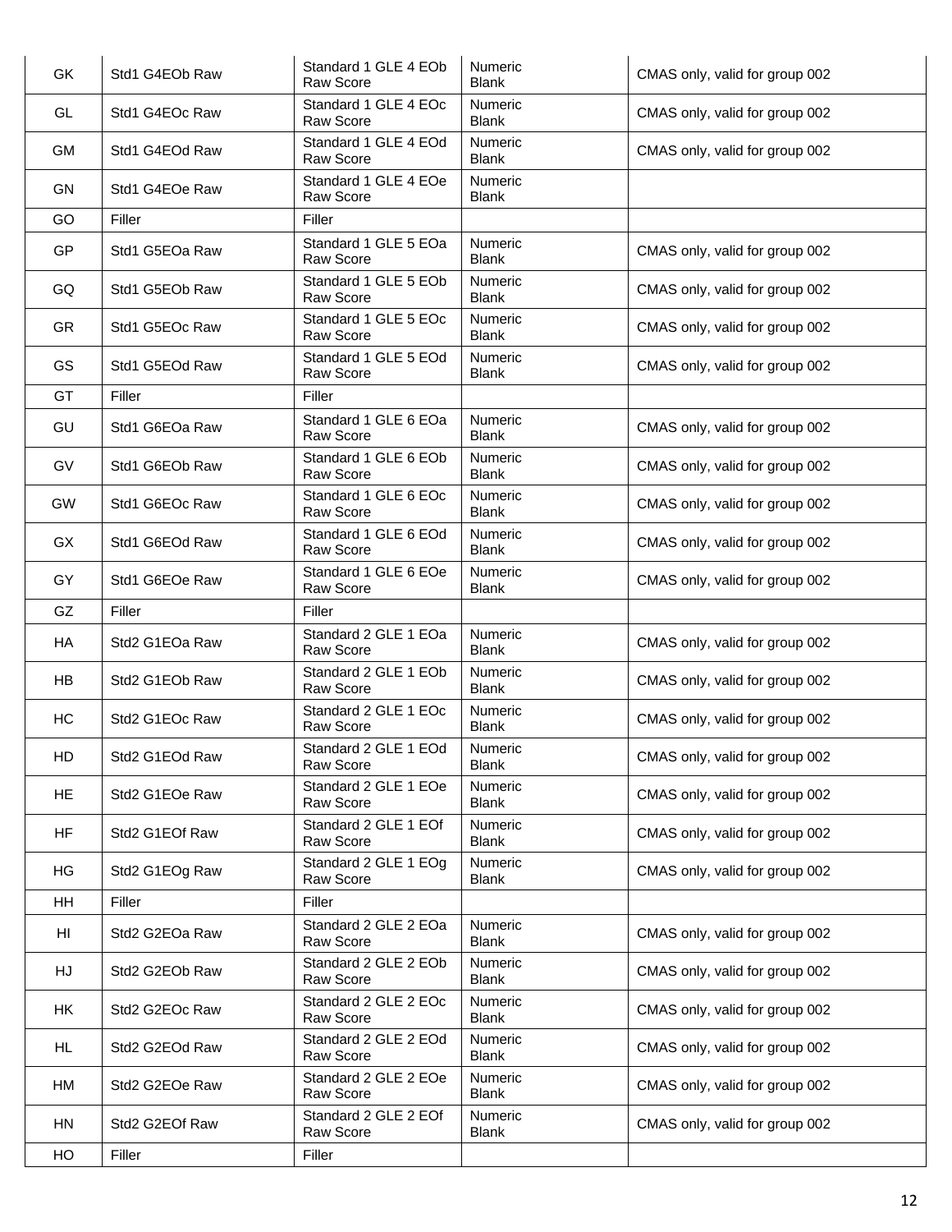| GK | Std1 G4EOb Raw | Standard 1 GLE 4 EOb Raw Score | Numeric Blank | CMAS only, valid for group 002 |
|---|---|---|---|---|
| GL | Std1 G4EOc Raw | Standard 1 GLE 4 EOc Raw Score | Numeric Blank | CMAS only, valid for group 002 |
| GM | Std1 G4EOd Raw | Standard 1 GLE 4 EOd Raw Score | Numeric Blank | CMAS only, valid for group 002 |
| GN | Std1 G4EOe Raw | Standard 1 GLE 4 EOe Raw Score | Numeric Blank | |
| GO | Filler | Filler | | |
| GP | Std1 G5EOa Raw | Standard 1 GLE 5 EOa Raw Score | Numeric Blank | CMAS only, valid for group 002 |
| GQ | Std1 G5EOb Raw | Standard 1 GLE 5 EOb Raw Score | Numeric Blank | CMAS only, valid for group 002 |
| GR | Std1 G5EOc Raw | Standard 1 GLE 5 EOc Raw Score | Numeric Blank | CMAS only, valid for group 002 |
| GS | Std1 G5EOd Raw | Standard 1 GLE 5 EOd Raw Score | Numeric Blank | CMAS only, valid for group 002 |
| GT | Filler | Filler | | |
| GU | Std1 G6EOa Raw | Standard 1 GLE 6 EOa Raw Score | Numeric Blank | CMAS only, valid for group 002 |
| GV | Std1 G6EOb Raw | Standard 1 GLE 6 EOb Raw Score | Numeric Blank | CMAS only, valid for group 002 |
| GW | Std1 G6EOc Raw | Standard 1 GLE 6 EOc Raw Score | Numeric Blank | CMAS only, valid for group 002 |
| GX | Std1 G6EOd Raw | Standard 1 GLE 6 EOd Raw Score | Numeric Blank | CMAS only, valid for group 002 |
| GY | Std1 G6EOe Raw | Standard 1 GLE 6 EOe Raw Score | Numeric Blank | CMAS only, valid for group 002 |
| GZ | Filler | Filler | | |
| HA | Std2 G1EOa Raw | Standard 2 GLE 1 EOa Raw Score | Numeric Blank | CMAS only, valid for group 002 |
| HB | Std2 G1EOb Raw | Standard 2 GLE 1 EOb Raw Score | Numeric Blank | CMAS only, valid for group 002 |
| HC | Std2 G1EOc Raw | Standard 2 GLE 1 EOc Raw Score | Numeric Blank | CMAS only, valid for group 002 |
| HD | Std2 G1EOd Raw | Standard 2 GLE 1 EOd Raw Score | Numeric Blank | CMAS only, valid for group 002 |
| HE | Std2 G1EOe Raw | Standard 2 GLE 1 EOe Raw Score | Numeric Blank | CMAS only, valid for group 002 |
| HF | Std2 G1EOf Raw | Standard 2 GLE 1 EOf Raw Score | Numeric Blank | CMAS only, valid for group 002 |
| HG | Std2 G1EOg Raw | Standard 2 GLE 1 EOg Raw Score | Numeric Blank | CMAS only, valid for group 002 |
| HH | Filler | Filler | | |
| HI | Std2 G2EOa Raw | Standard 2 GLE 2 EOa Raw Score | Numeric Blank | CMAS only, valid for group 002 |
| HJ | Std2 G2EOb Raw | Standard 2 GLE 2 EOb Raw Score | Numeric Blank | CMAS only, valid for group 002 |
| HK | Std2 G2EOc Raw | Standard 2 GLE 2 EOc Raw Score | Numeric Blank | CMAS only, valid for group 002 |
| HL | Std2 G2EOd Raw | Standard 2 GLE 2 EOd Raw Score | Numeric Blank | CMAS only, valid for group 002 |
| HM | Std2 G2EOe Raw | Standard 2 GLE 2 EOe Raw Score | Numeric Blank | CMAS only, valid for group 002 |
| HN | Std2 G2EOf Raw | Standard 2 GLE 2 EOf Raw Score | Numeric Blank | CMAS only, valid for group 002 |
| HO | Filler | Filler | | |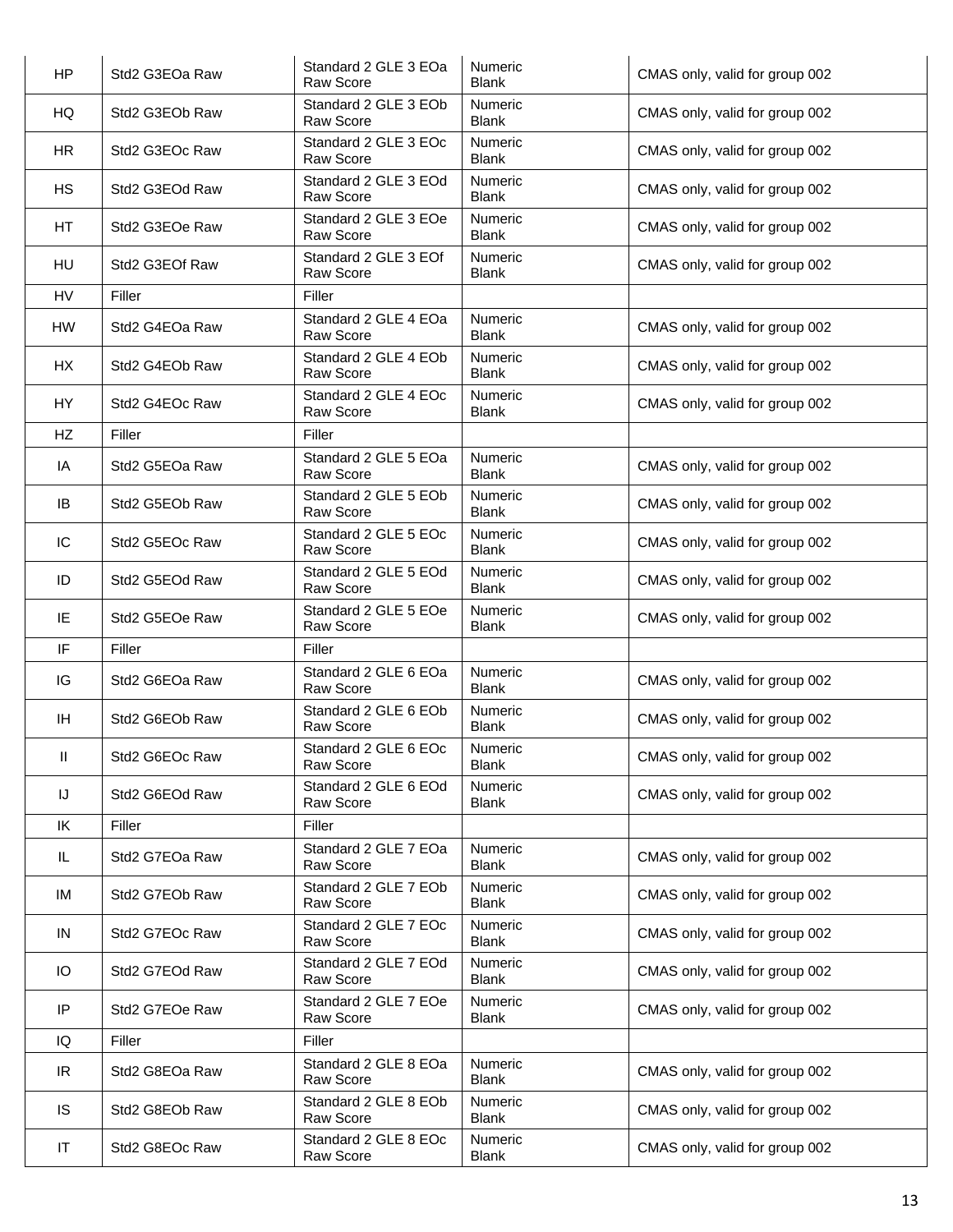| | | | | |
|---|---|---|---|---|
| HP | Std2 G3EOa Raw | Standard 2 GLE 3 EOa Raw Score | Numeric Blank | CMAS only, valid for group 002 |
| HQ | Std2 G3EOb Raw | Standard 2 GLE 3 EOb Raw Score | Numeric Blank | CMAS only, valid for group 002 |
| HR | Std2 G3EOc Raw | Standard 2 GLE 3 EOc Raw Score | Numeric Blank | CMAS only, valid for group 002 |
| HS | Std2 G3EOd Raw | Standard 2 GLE 3 EOd Raw Score | Numeric Blank | CMAS only, valid for group 002 |
| HT | Std2 G3EOe Raw | Standard 2 GLE 3 EOe Raw Score | Numeric Blank | CMAS only, valid for group 002 |
| HU | Std2 G3EOf Raw | Standard 2 GLE 3 EOf Raw Score | Numeric Blank | CMAS only, valid for group 002 |
| HV | Filler | Filler | | |
| HW | Std2 G4EOa Raw | Standard 2 GLE 4 EOa Raw Score | Numeric Blank | CMAS only, valid for group 002 |
| HX | Std2 G4EOb Raw | Standard 2 GLE 4 EOb Raw Score | Numeric Blank | CMAS only, valid for group 002 |
| HY | Std2 G4EOc Raw | Standard 2 GLE 4 EOc Raw Score | Numeric Blank | CMAS only, valid for group 002 |
| HZ | Filler | Filler | | |
| IA | Std2 G5EOa Raw | Standard 2 GLE 5 EOa Raw Score | Numeric Blank | CMAS only, valid for group 002 |
| IB | Std2 G5EOb Raw | Standard 2 GLE 5 EOb Raw Score | Numeric Blank | CMAS only, valid for group 002 |
| IC | Std2 G5EOc Raw | Standard 2 GLE 5 EOc Raw Score | Numeric Blank | CMAS only, valid for group 002 |
| ID | Std2 G5EOd Raw | Standard 2 GLE 5 EOd Raw Score | Numeric Blank | CMAS only, valid for group 002 |
| IE | Std2 G5EOe Raw | Standard 2 GLE 5 EOe Raw Score | Numeric Blank | CMAS only, valid for group 002 |
| IF | Filler | Filler | | |
| IG | Std2 G6EOa Raw | Standard 2 GLE 6 EOa Raw Score | Numeric Blank | CMAS only, valid for group 002 |
| IH | Std2 G6EOb Raw | Standard 2 GLE 6 EOb Raw Score | Numeric Blank | CMAS only, valid for group 002 |
| II | Std2 G6EOc Raw | Standard 2 GLE 6 EOc Raw Score | Numeric Blank | CMAS only, valid for group 002 |
| IJ | Std2 G6EOd Raw | Standard 2 GLE 6 EOd Raw Score | Numeric Blank | CMAS only, valid for group 002 |
| IK | Filler | Filler | | |
| IL | Std2 G7EOa Raw | Standard 2 GLE 7 EOa Raw Score | Numeric Blank | CMAS only, valid for group 002 |
| IM | Std2 G7EOb Raw | Standard 2 GLE 7 EOb Raw Score | Numeric Blank | CMAS only, valid for group 002 |
| IN | Std2 G7EOc Raw | Standard 2 GLE 7 EOc Raw Score | Numeric Blank | CMAS only, valid for group 002 |
| IO | Std2 G7EOd Raw | Standard 2 GLE 7 EOd Raw Score | Numeric Blank | CMAS only, valid for group 002 |
| IP | Std2 G7EOe Raw | Standard 2 GLE 7 EOe Raw Score | Numeric Blank | CMAS only, valid for group 002 |
| IQ | Filler | Filler | | |
| IR | Std2 G8EOa Raw | Standard 2 GLE 8 EOa Raw Score | Numeric Blank | CMAS only, valid for group 002 |
| IS | Std2 G8EOb Raw | Standard 2 GLE 8 EOb Raw Score | Numeric Blank | CMAS only, valid for group 002 |
| IT | Std2 G8EOc Raw | Standard 2 GLE 8 EOc Raw Score | Numeric Blank | CMAS only, valid for group 002 |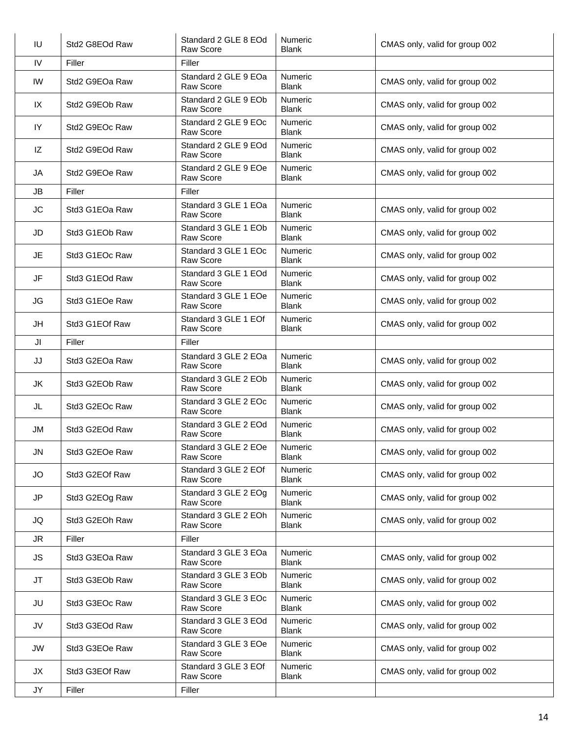| IU | Std2 G8EOd Raw | Standard 2 GLE 8 EOd Raw Score | Numeric Blank | CMAS only, valid for group 002 |
|---|---|---|---|---|
| IV | Filler | Filler | | |
| IW | Std2 G9EOa Raw | Standard 2 GLE 9 EOa Raw Score | Numeric Blank | CMAS only, valid for group 002 |
| IX | Std2 G9EOb Raw | Standard 2 GLE 9 EOb Raw Score | Numeric Blank | CMAS only, valid for group 002 |
| IY | Std2 G9EOc Raw | Standard 2 GLE 9 EOc Raw Score | Numeric Blank | CMAS only, valid for group 002 |
| IZ | Std2 G9EOd Raw | Standard 2 GLE 9 EOd Raw Score | Numeric Blank | CMAS only, valid for group 002 |
| JA | Std2 G9EOe Raw | Standard 2 GLE 9 EOe Raw Score | Numeric Blank | CMAS only, valid for group 002 |
| JB | Filler | Filler | | |
| JC | Std3 G1EOa Raw | Standard 3 GLE 1 EOa Raw Score | Numeric Blank | CMAS only, valid for group 002 |
| JD | Std3 G1EOb Raw | Standard 3 GLE 1 EOb Raw Score | Numeric Blank | CMAS only, valid for group 002 |
| JE | Std3 G1EOc Raw | Standard 3 GLE 1 EOc Raw Score | Numeric Blank | CMAS only, valid for group 002 |
| JF | Std3 G1EOd Raw | Standard 3 GLE 1 EOd Raw Score | Numeric Blank | CMAS only, valid for group 002 |
| JG | Std3 G1EOe Raw | Standard 3 GLE 1 EOe Raw Score | Numeric Blank | CMAS only, valid for group 002 |
| JH | Std3 G1EOf Raw | Standard 3 GLE 1 EOf Raw Score | Numeric Blank | CMAS only, valid for group 002 |
| JI | Filler | Filler | | |
| JJ | Std3 G2EOa Raw | Standard 3 GLE 2 EOa Raw Score | Numeric Blank | CMAS only, valid for group 002 |
| JK | Std3 G2EOb Raw | Standard 3 GLE 2 EOb Raw Score | Numeric Blank | CMAS only, valid for group 002 |
| JL | Std3 G2EOc Raw | Standard 3 GLE 2 EOc Raw Score | Numeric Blank | CMAS only, valid for group 002 |
| JM | Std3 G2EOd Raw | Standard 3 GLE 2 EOd Raw Score | Numeric Blank | CMAS only, valid for group 002 |
| JN | Std3 G2EOe Raw | Standard 3 GLE 2 EOe Raw Score | Numeric Blank | CMAS only, valid for group 002 |
| JO | Std3 G2EOf Raw | Standard 3 GLE 2 EOf Raw Score | Numeric Blank | CMAS only, valid for group 002 |
| JP | Std3 G2EOg Raw | Standard 3 GLE 2 EOg Raw Score | Numeric Blank | CMAS only, valid for group 002 |
| JQ | Std3 G2EOh Raw | Standard 3 GLE 2 EOh Raw Score | Numeric Blank | CMAS only, valid for group 002 |
| JR | Filler | Filler | | |
| JS | Std3 G3EOa Raw | Standard 3 GLE 3 EOa Raw Score | Numeric Blank | CMAS only, valid for group 002 |
| JT | Std3 G3EOb Raw | Standard 3 GLE 3 EOb Raw Score | Numeric Blank | CMAS only, valid for group 002 |
| JU | Std3 G3EOc Raw | Standard 3 GLE 3 EOc Raw Score | Numeric Blank | CMAS only, valid for group 002 |
| JV | Std3 G3EOd Raw | Standard 3 GLE 3 EOd Raw Score | Numeric Blank | CMAS only, valid for group 002 |
| JW | Std3 G3EOe Raw | Standard 3 GLE 3 EOe Raw Score | Numeric Blank | CMAS only, valid for group 002 |
| JX | Std3 G3EOf Raw | Standard 3 GLE 3 EOf Raw Score | Numeric Blank | CMAS only, valid for group 002 |
| JY | Filler | Filler | | |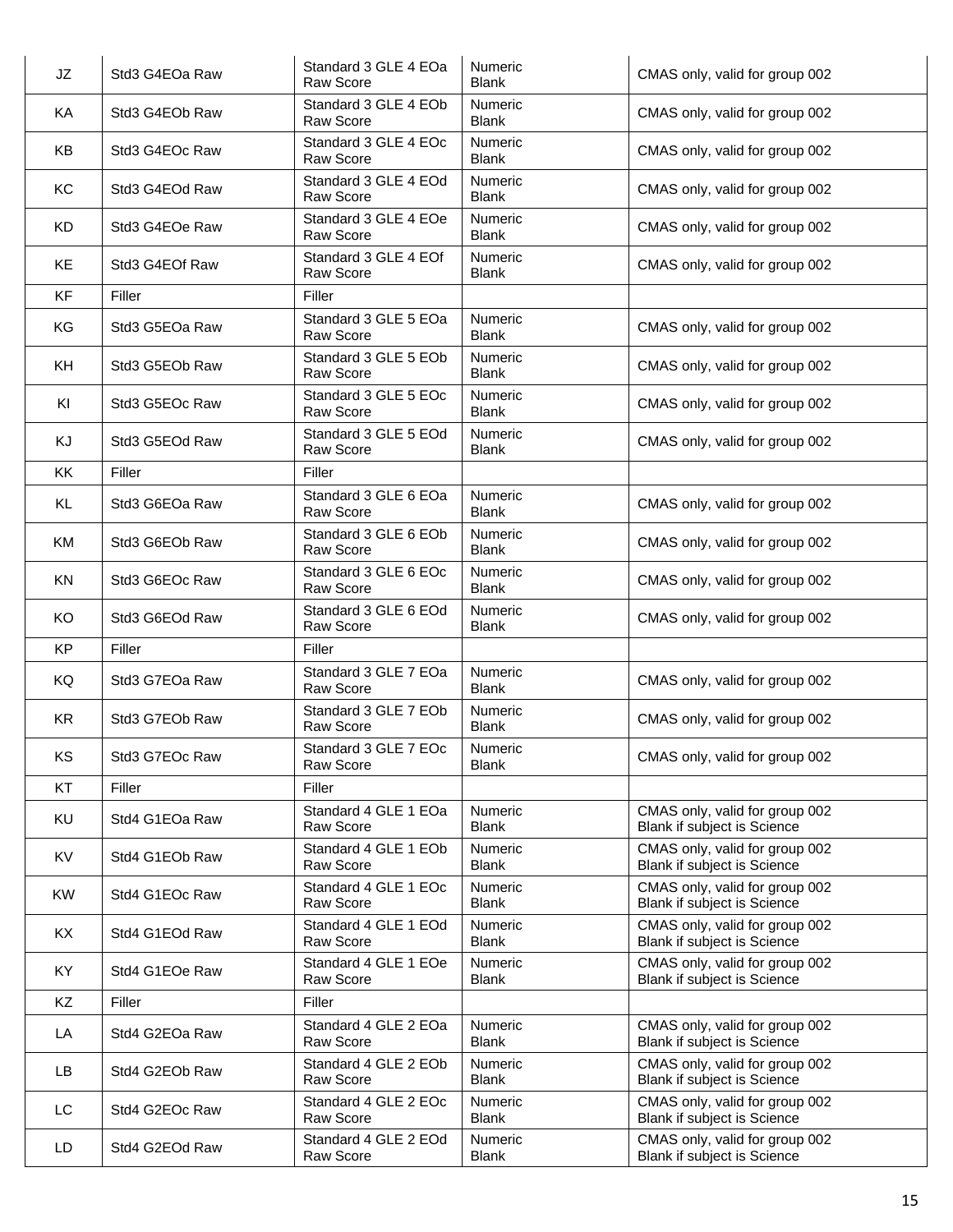| JZ | Std3 G4EOa Raw | Standard 3 GLE 4 EOa Raw Score | Numeric Blank | CMAS only, valid for group 002 |
|---|---|---|---|---|
| KA | Std3 G4EOb Raw | Standard 3 GLE 4 EOb Raw Score | Numeric Blank | CMAS only, valid for group 002 |
| KB | Std3 G4EOc Raw | Standard 3 GLE 4 EOc Raw Score | Numeric Blank | CMAS only, valid for group 002 |
| KC | Std3 G4EOd Raw | Standard 3 GLE 4 EOd Raw Score | Numeric Blank | CMAS only, valid for group 002 |
| KD | Std3 G4EOe Raw | Standard 3 GLE 4 EOe Raw Score | Numeric Blank | CMAS only, valid for group 002 |
| KE | Std3 G4EOf Raw | Standard 3 GLE 4 EOf Raw Score | Numeric Blank | CMAS only, valid for group 002 |
| KF | Filler | Filler | | |
| KG | Std3 G5EOa Raw | Standard 3 GLE 5 EOa Raw Score | Numeric Blank | CMAS only, valid for group 002 |
| KH | Std3 G5EOb Raw | Standard 3 GLE 5 EOb Raw Score | Numeric Blank | CMAS only, valid for group 002 |
| KI | Std3 G5EOc Raw | Standard 3 GLE 5 EOc Raw Score | Numeric Blank | CMAS only, valid for group 002 |
| KJ | Std3 G5EOd Raw | Standard 3 GLE 5 EOd Raw Score | Numeric Blank | CMAS only, valid for group 002 |
| KK | Filler | Filler | | |
| KL | Std3 G6EOa Raw | Standard 3 GLE 6 EOa Raw Score | Numeric Blank | CMAS only, valid for group 002 |
| KM | Std3 G6EOb Raw | Standard 3 GLE 6 EOb Raw Score | Numeric Blank | CMAS only, valid for group 002 |
| KN | Std3 G6EOc Raw | Standard 3 GLE 6 EOc Raw Score | Numeric Blank | CMAS only, valid for group 002 |
| KO | Std3 G6EOd Raw | Standard 3 GLE 6 EOd Raw Score | Numeric Blank | CMAS only, valid for group 002 |
| KP | Filler | Filler | | |
| KQ | Std3 G7EOa Raw | Standard 3 GLE 7 EOa Raw Score | Numeric Blank | CMAS only, valid for group 002 |
| KR | Std3 G7EOb Raw | Standard 3 GLE 7 EOb Raw Score | Numeric Blank | CMAS only, valid for group 002 |
| KS | Std3 G7EOc Raw | Standard 3 GLE 7 EOc Raw Score | Numeric Blank | CMAS only, valid for group 002 |
| KT | Filler | Filler | | |
| KU | Std4 G1EOa Raw | Standard 4 GLE 1 EOa Raw Score | Numeric Blank | CMAS only, valid for group 002 Blank if subject is Science |
| KV | Std4 G1EOb Raw | Standard 4 GLE 1 EOb Raw Score | Numeric Blank | CMAS only, valid for group 002 Blank if subject is Science |
| KW | Std4 G1EOc Raw | Standard 4 GLE 1 EOc Raw Score | Numeric Blank | CMAS only, valid for group 002 Blank if subject is Science |
| KX | Std4 G1EOd Raw | Standard 4 GLE 1 EOd Raw Score | Numeric Blank | CMAS only, valid for group 002 Blank if subject is Science |
| KY | Std4 G1EOe Raw | Standard 4 GLE 1 EOe Raw Score | Numeric Blank | CMAS only, valid for group 002 Blank if subject is Science |
| KZ | Filler | Filler | | |
| LA | Std4 G2EOa Raw | Standard 4 GLE 2 EOa Raw Score | Numeric Blank | CMAS only, valid for group 002 Blank if subject is Science |
| LB | Std4 G2EOb Raw | Standard 4 GLE 2 EOb Raw Score | Numeric Blank | CMAS only, valid for group 002 Blank if subject is Science |
| LC | Std4 G2EOc Raw | Standard 4 GLE 2 EOc Raw Score | Numeric Blank | CMAS only, valid for group 002 Blank if subject is Science |
| LD | Std4 G2EOd Raw | Standard 4 GLE 2 EOd Raw Score | Numeric Blank | CMAS only, valid for group 002 Blank if subject is Science |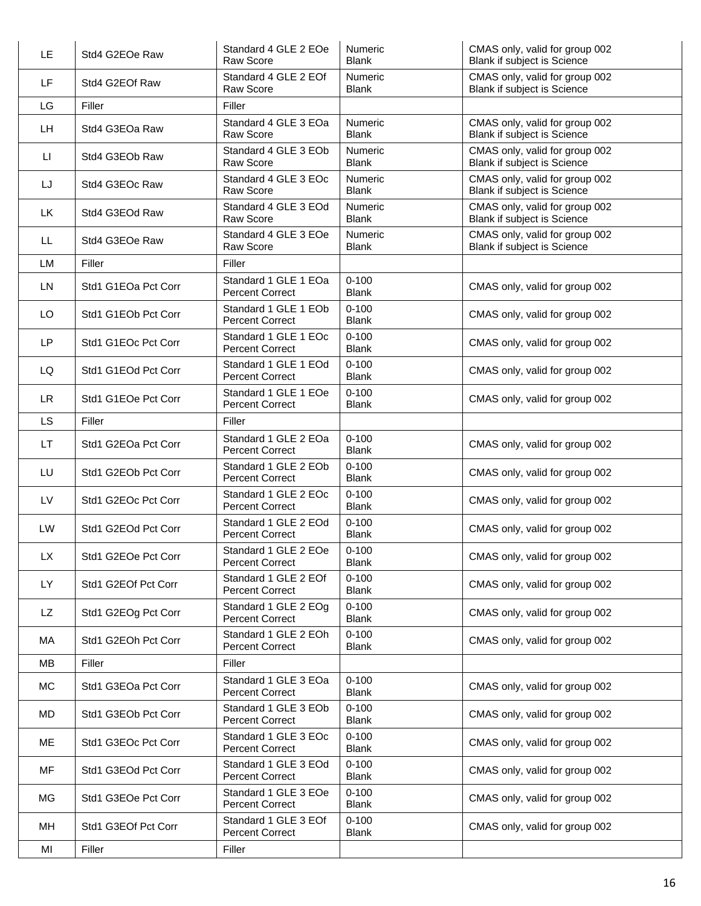| LE | Std4 G2EOe Raw | Standard 4 GLE 2 EOe Raw Score | Numeric Blank | CMAS only, valid for group 002 Blank if subject is Science |
|---|---|---|---|---|
| LF | Std4 G2EOf Raw | Standard 4 GLE 2 EOf Raw Score | Numeric Blank | CMAS only, valid for group 002 Blank if subject is Science |
| LG | Filler | Filler | | |
| LH | Std4 G3EOa Raw | Standard 4 GLE 3 EOa Raw Score | Numeric Blank | CMAS only, valid for group 002 Blank if subject is Science |
| LI | Std4 G3EOb Raw | Standard 4 GLE 3 EOb Raw Score | Numeric Blank | CMAS only, valid for group 002 Blank if subject is Science |
| LJ | Std4 G3EOc Raw | Standard 4 GLE 3 EOc Raw Score | Numeric Blank | CMAS only, valid for group 002 Blank if subject is Science |
| LK | Std4 G3EOd Raw | Standard 4 GLE 3 EOd Raw Score | Numeric Blank | CMAS only, valid for group 002 Blank if subject is Science |
| LL | Std4 G3EOe Raw | Standard 4 GLE 3 EOe Raw Score | Numeric Blank | CMAS only, valid for group 002 Blank if subject is Science |
| LM | Filler | Filler | | |
| LN | Std1 G1EOa Pct Corr | Standard 1 GLE 1 EOa Percent Correct | 0-100 Blank | CMAS only, valid for group 002 |
| LO | Std1 G1EOb Pct Corr | Standard 1 GLE 1 EOb Percent Correct | 0-100 Blank | CMAS only, valid for group 002 |
| LP | Std1 G1EOc Pct Corr | Standard 1 GLE 1 EOc Percent Correct | 0-100 Blank | CMAS only, valid for group 002 |
| LQ | Std1 G1EOd Pct Corr | Standard 1 GLE 1 EOd Percent Correct | 0-100 Blank | CMAS only, valid for group 002 |
| LR | Std1 G1EOe Pct Corr | Standard 1 GLE 1 EOe Percent Correct | 0-100 Blank | CMAS only, valid for group 002 |
| LS | Filler | Filler | | |
| LT | Std1 G2EOa Pct Corr | Standard 1 GLE 2 EOa Percent Correct | 0-100 Blank | CMAS only, valid for group 002 |
| LU | Std1 G2EOb Pct Corr | Standard 1 GLE 2 EOb Percent Correct | 0-100 Blank | CMAS only, valid for group 002 |
| LV | Std1 G2EOc Pct Corr | Standard 1 GLE 2 EOc Percent Correct | 0-100 Blank | CMAS only, valid for group 002 |
| LW | Std1 G2EOd Pct Corr | Standard 1 GLE 2 EOd Percent Correct | 0-100 Blank | CMAS only, valid for group 002 |
| LX | Std1 G2EOe Pct Corr | Standard 1 GLE 2 EOe Percent Correct | 0-100 Blank | CMAS only, valid for group 002 |
| LY | Std1 G2EOf Pct Corr | Standard 1 GLE 2 EOf Percent Correct | 0-100 Blank | CMAS only, valid for group 002 |
| LZ | Std1 G2EOg Pct Corr | Standard 1 GLE 2 EOg Percent Correct | 0-100 Blank | CMAS only, valid for group 002 |
| MA | Std1 G2EOh Pct Corr | Standard 1 GLE 2 EOh Percent Correct | 0-100 Blank | CMAS only, valid for group 002 |
| MB | Filler | Filler | | |
| MC | Std1 G3EOa Pct Corr | Standard 1 GLE 3 EOa Percent Correct | 0-100 Blank | CMAS only, valid for group 002 |
| MD | Std1 G3EOb Pct Corr | Standard 1 GLE 3 EOb Percent Correct | 0-100 Blank | CMAS only, valid for group 002 |
| ME | Std1 G3EOc Pct Corr | Standard 1 GLE 3 EOc Percent Correct | 0-100 Blank | CMAS only, valid for group 002 |
| MF | Std1 G3EOd Pct Corr | Standard 1 GLE 3 EOd Percent Correct | 0-100 Blank | CMAS only, valid for group 002 |
| MG | Std1 G3EOe Pct Corr | Standard 1 GLE 3 EOe Percent Correct | 0-100 Blank | CMAS only, valid for group 002 |
| MH | Std1 G3EOf Pct Corr | Standard 1 GLE 3 EOf Percent Correct | 0-100 Blank | CMAS only, valid for group 002 |
| MI | Filler | Filler | | |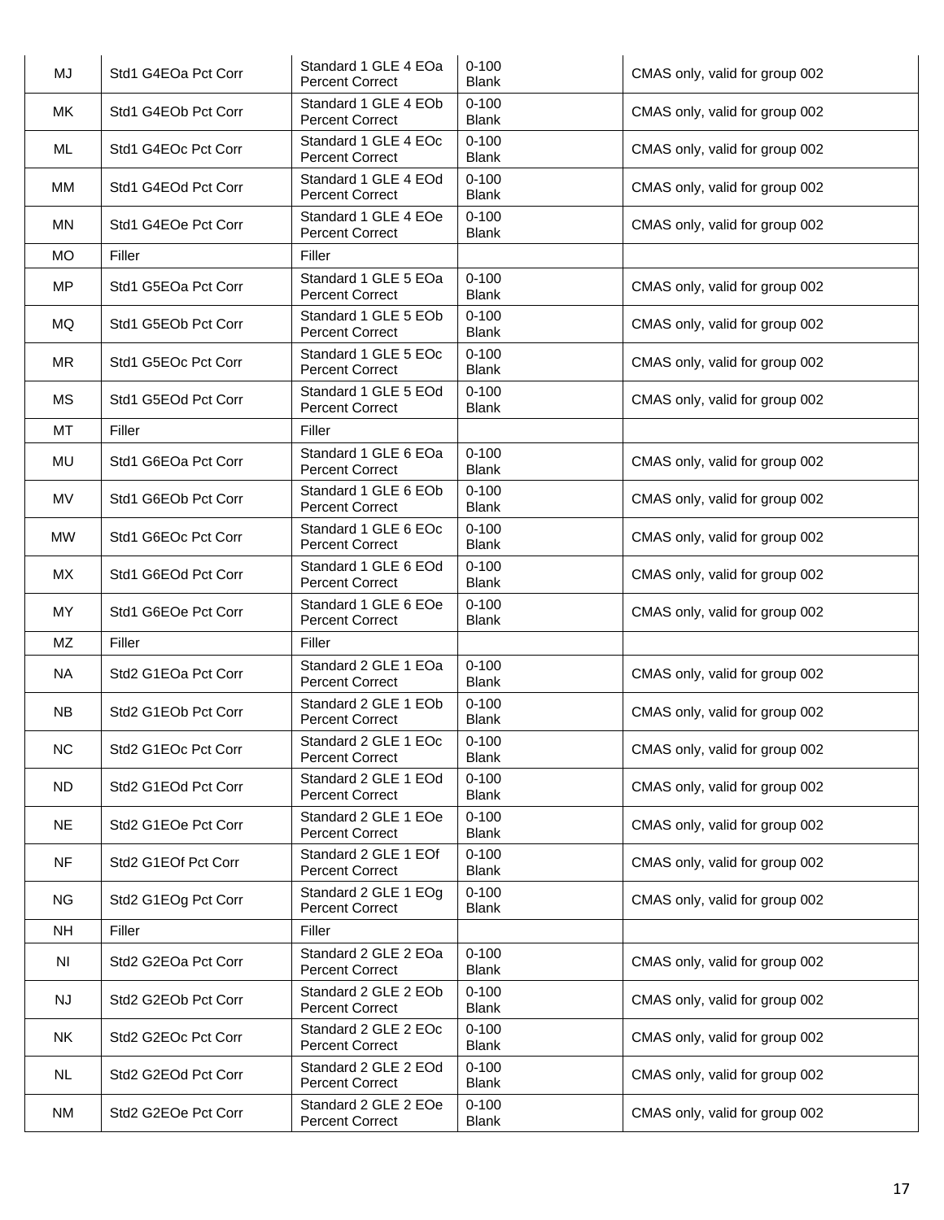| MJ | Std1 G4EOa Pct Corr | Standard 1 GLE 4 EOa Percent Correct | 0-100 Blank | CMAS only, valid for group 002 |
|---|---|---|---|---|
| MK | Std1 G4EOb Pct Corr | Standard 1 GLE 4 EOb Percent Correct | 0-100 Blank | CMAS only, valid for group 002 |
| ML | Std1 G4EOc Pct Corr | Standard 1 GLE 4 EOc Percent Correct | 0-100 Blank | CMAS only, valid for group 002 |
| MM | Std1 G4EOd Pct Corr | Standard 1 GLE 4 EOd Percent Correct | 0-100 Blank | CMAS only, valid for group 002 |
| MN | Std1 G4EOe Pct Corr | Standard 1 GLE 4 EOe Percent Correct | 0-100 Blank | CMAS only, valid for group 002 |
| MO | Filler | Filler | | |
| MP | Std1 G5EOa Pct Corr | Standard 1 GLE 5 EOa Percent Correct | 0-100 Blank | CMAS only, valid for group 002 |
| MQ | Std1 G5EOb Pct Corr | Standard 1 GLE 5 EOb Percent Correct | 0-100 Blank | CMAS only, valid for group 002 |
| MR | Std1 G5EOc Pct Corr | Standard 1 GLE 5 EOc Percent Correct | 0-100 Blank | CMAS only, valid for group 002 |
| MS | Std1 G5EOd Pct Corr | Standard 1 GLE 5 EOd Percent Correct | 0-100 Blank | CMAS only, valid for group 002 |
| MT | Filler | Filler | | |
| MU | Std1 G6EOa Pct Corr | Standard 1 GLE 6 EOa Percent Correct | 0-100 Blank | CMAS only, valid for group 002 |
| MV | Std1 G6EOb Pct Corr | Standard 1 GLE 6 EOb Percent Correct | 0-100 Blank | CMAS only, valid for group 002 |
| MW | Std1 G6EOc Pct Corr | Standard 1 GLE 6 EOc Percent Correct | 0-100 Blank | CMAS only, valid for group 002 |
| MX | Std1 G6EOd Pct Corr | Standard 1 GLE 6 EOd Percent Correct | 0-100 Blank | CMAS only, valid for group 002 |
| MY | Std1 G6EOe Pct Corr | Standard 1 GLE 6 EOe Percent Correct | 0-100 Blank | CMAS only, valid for group 002 |
| MZ | Filler | Filler | | |
| NA | Std2 G1EOa Pct Corr | Standard 2 GLE 1 EOa Percent Correct | 0-100 Blank | CMAS only, valid for group 002 |
| NB | Std2 G1EOb Pct Corr | Standard 2 GLE 1 EOb Percent Correct | 0-100 Blank | CMAS only, valid for group 002 |
| NC | Std2 G1EOc Pct Corr | Standard 2 GLE 1 EOc Percent Correct | 0-100 Blank | CMAS only, valid for group 002 |
| ND | Std2 G1EOd Pct Corr | Standard 2 GLE 1 EOd Percent Correct | 0-100 Blank | CMAS only, valid for group 002 |
| NE | Std2 G1EOe Pct Corr | Standard 2 GLE 1 EOe Percent Correct | 0-100 Blank | CMAS only, valid for group 002 |
| NF | Std2 G1EOf Pct Corr | Standard 2 GLE 1 EOf Percent Correct | 0-100 Blank | CMAS only, valid for group 002 |
| NG | Std2 G1EOg Pct Corr | Standard 2 GLE 1 EOg Percent Correct | 0-100 Blank | CMAS only, valid for group 002 |
| NH | Filler | Filler | | |
| NI | Std2 G2EOa Pct Corr | Standard 2 GLE 2 EOa Percent Correct | 0-100 Blank | CMAS only, valid for group 002 |
| NJ | Std2 G2EOb Pct Corr | Standard 2 GLE 2 EOb Percent Correct | 0-100 Blank | CMAS only, valid for group 002 |
| NK | Std2 G2EOc Pct Corr | Standard 2 GLE 2 EOc Percent Correct | 0-100 Blank | CMAS only, valid for group 002 |
| NL | Std2 G2EOd Pct Corr | Standard 2 GLE 2 EOd Percent Correct | 0-100 Blank | CMAS only, valid for group 002 |
| NM | Std2 G2EOe Pct Corr | Standard 2 GLE 2 EOe Percent Correct | 0-100 Blank | CMAS only, valid for group 002 |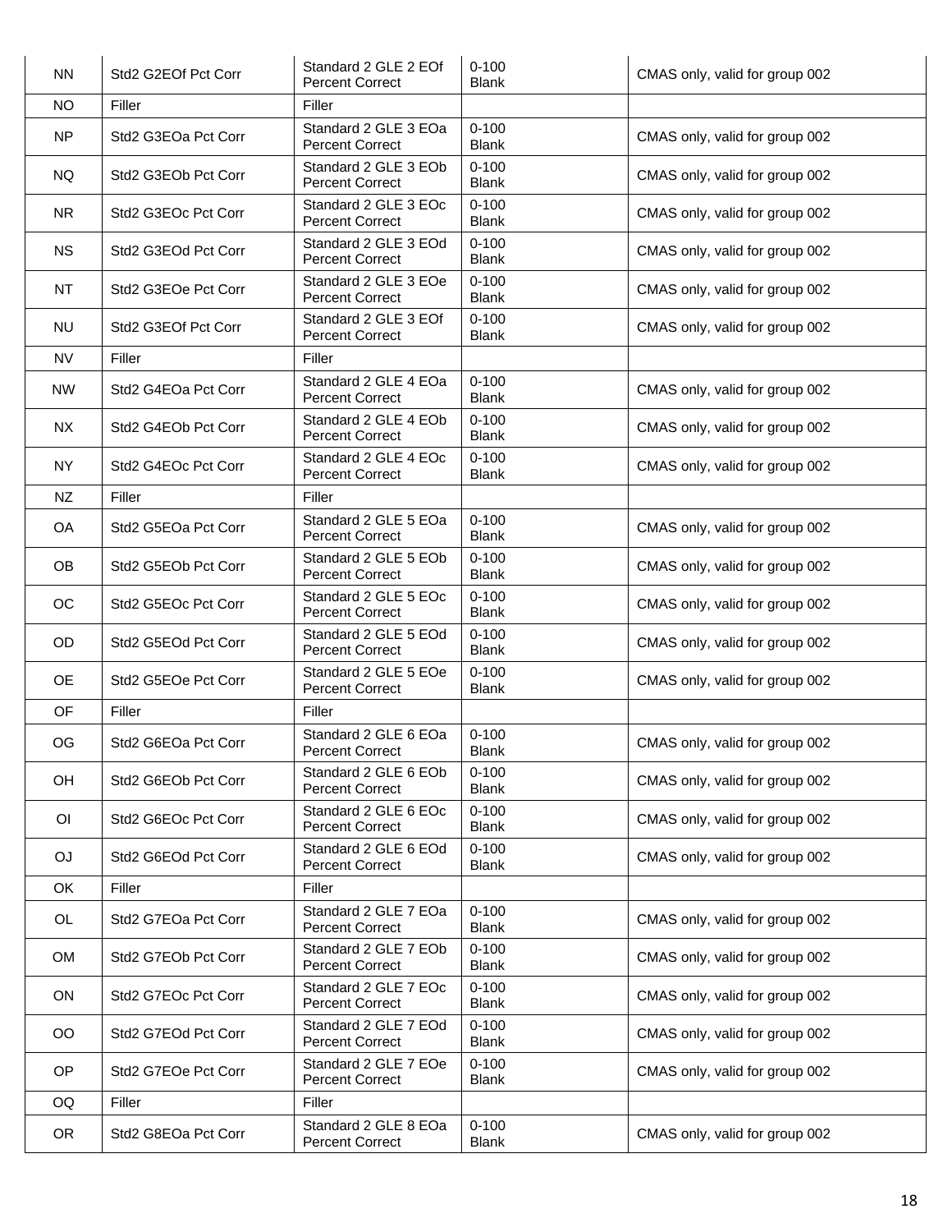| NN | Std2 G2EOf Pct Corr | Standard 2 GLE 2 EOf Percent Correct | 0-100 Blank | CMAS only, valid for group 002 |
|---|---|---|---|---|
| NO | Filler | Filler | | |
| NP | Std2 G3EOa Pct Corr | Standard 2 GLE 3 EOa Percent Correct | 0-100 Blank | CMAS only, valid for group 002 |
| NQ | Std2 G3EOb Pct Corr | Standard 2 GLE 3 EOb Percent Correct | 0-100 Blank | CMAS only, valid for group 002 |
| NR | Std2 G3EOc Pct Corr | Standard 2 GLE 3 EOc Percent Correct | 0-100 Blank | CMAS only, valid for group 002 |
| NS | Std2 G3EOd Pct Corr | Standard 2 GLE 3 EOd Percent Correct | 0-100 Blank | CMAS only, valid for group 002 |
| NT | Std2 G3EOe Pct Corr | Standard 2 GLE 3 EOe Percent Correct | 0-100 Blank | CMAS only, valid for group 002 |
| NU | Std2 G3EOf Pct Corr | Standard 2 GLE 3 EOf Percent Correct | 0-100 Blank | CMAS only, valid for group 002 |
| NV | Filler | Filler | | |
| NW | Std2 G4EOa Pct Corr | Standard 2 GLE 4 EOa Percent Correct | 0-100 Blank | CMAS only, valid for group 002 |
| NX | Std2 G4EOb Pct Corr | Standard 2 GLE 4 EOb Percent Correct | 0-100 Blank | CMAS only, valid for group 002 |
| NY | Std2 G4EOc Pct Corr | Standard 2 GLE 4 EOc Percent Correct | 0-100 Blank | CMAS only, valid for group 002 |
| NZ | Filler | Filler | | |
| OA | Std2 G5EOa Pct Corr | Standard 2 GLE 5 EOa Percent Correct | 0-100 Blank | CMAS only, valid for group 002 |
| OB | Std2 G5EOb Pct Corr | Standard 2 GLE 5 EOb Percent Correct | 0-100 Blank | CMAS only, valid for group 002 |
| OC | Std2 G5EOc Pct Corr | Standard 2 GLE 5 EOc Percent Correct | 0-100 Blank | CMAS only, valid for group 002 |
| OD | Std2 G5EOd Pct Corr | Standard 2 GLE 5 EOd Percent Correct | 0-100 Blank | CMAS only, valid for group 002 |
| OE | Std2 G5EOe Pct Corr | Standard 2 GLE 5 EOe Percent Correct | 0-100 Blank | CMAS only, valid for group 002 |
| OF | Filler | Filler | | |
| OG | Std2 G6EOa Pct Corr | Standard 2 GLE 6 EOa Percent Correct | 0-100 Blank | CMAS only, valid for group 002 |
| OH | Std2 G6EOb Pct Corr | Standard 2 GLE 6 EOb Percent Correct | 0-100 Blank | CMAS only, valid for group 002 |
| OI | Std2 G6EOc Pct Corr | Standard 2 GLE 6 EOc Percent Correct | 0-100 Blank | CMAS only, valid for group 002 |
| OJ | Std2 G6EOd Pct Corr | Standard 2 GLE 6 EOd Percent Correct | 0-100 Blank | CMAS only, valid for group 002 |
| OK | Filler | Filler | | |
| OL | Std2 G7EOa Pct Corr | Standard 2 GLE 7 EOa Percent Correct | 0-100 Blank | CMAS only, valid for group 002 |
| OM | Std2 G7EOb Pct Corr | Standard 2 GLE 7 EOb Percent Correct | 0-100 Blank | CMAS only, valid for group 002 |
| ON | Std2 G7EOc Pct Corr | Standard 2 GLE 7 EOc Percent Correct | 0-100 Blank | CMAS only, valid for group 002 |
| OO | Std2 G7EOd Pct Corr | Standard 2 GLE 7 EOd Percent Correct | 0-100 Blank | CMAS only, valid for group 002 |
| OP | Std2 G7EOe Pct Corr | Standard 2 GLE 7 EOe Percent Correct | 0-100 Blank | CMAS only, valid for group 002 |
| OQ | Filler | Filler | | |
| OR | Std2 G8EOa Pct Corr | Standard 2 GLE 8 EOa Percent Correct | 0-100 Blank | CMAS only, valid for group 002 |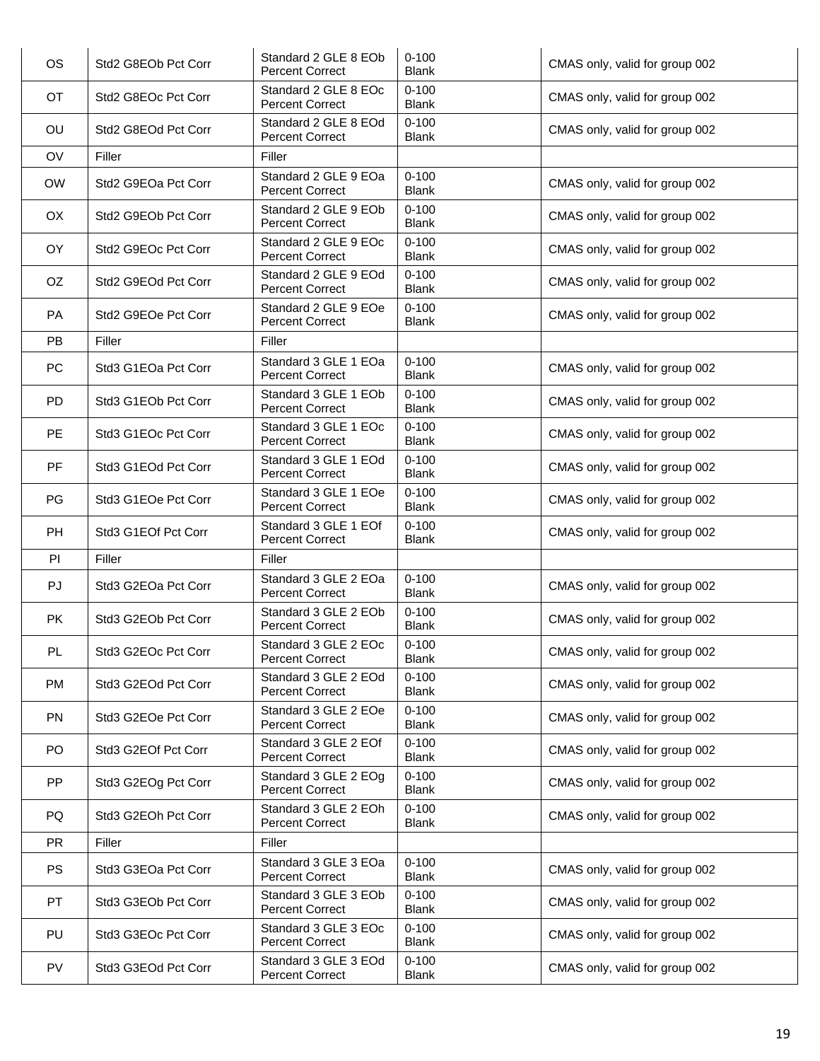| | | | | |
|---|---|---|---|---|
| OS | Std2 G8EOb Pct Corr | Standard 2 GLE 8 EOb Percent Correct | 0-100 Blank | CMAS only, valid for group 002 |
| OT | Std2 G8EOc Pct Corr | Standard 2 GLE 8 EOc Percent Correct | 0-100 Blank | CMAS only, valid for group 002 |
| OU | Std2 G8EOd Pct Corr | Standard 2 GLE 8 EOd Percent Correct | 0-100 Blank | CMAS only, valid for group 002 |
| OV | Filler | Filler | | |
| OW | Std2 G9EOa Pct Corr | Standard 2 GLE 9 EOa Percent Correct | 0-100 Blank | CMAS only, valid for group 002 |
| OX | Std2 G9EOb Pct Corr | Standard 2 GLE 9 EOb Percent Correct | 0-100 Blank | CMAS only, valid for group 002 |
| OY | Std2 G9EOc Pct Corr | Standard 2 GLE 9 EOc Percent Correct | 0-100 Blank | CMAS only, valid for group 002 |
| OZ | Std2 G9EOd Pct Corr | Standard 2 GLE 9 EOd Percent Correct | 0-100 Blank | CMAS only, valid for group 002 |
| PA | Std2 G9EOe Pct Corr | Standard 2 GLE 9 EOe Percent Correct | 0-100 Blank | CMAS only, valid for group 002 |
| PB | Filler | Filler | | |
| PC | Std3 G1EOa Pct Corr | Standard 3 GLE 1 EOa Percent Correct | 0-100 Blank | CMAS only, valid for group 002 |
| PD | Std3 G1EOb Pct Corr | Standard 3 GLE 1 EOb Percent Correct | 0-100 Blank | CMAS only, valid for group 002 |
| PE | Std3 G1EOc Pct Corr | Standard 3 GLE 1 EOc Percent Correct | 0-100 Blank | CMAS only, valid for group 002 |
| PF | Std3 G1EOd Pct Corr | Standard 3 GLE 1 EOd Percent Correct | 0-100 Blank | CMAS only, valid for group 002 |
| PG | Std3 G1EOe Pct Corr | Standard 3 GLE 1 EOe Percent Correct | 0-100 Blank | CMAS only, valid for group 002 |
| PH | Std3 G1EOf Pct Corr | Standard 3 GLE 1 EOf Percent Correct | 0-100 Blank | CMAS only, valid for group 002 |
| PI | Filler | Filler | | |
| PJ | Std3 G2EOa Pct Corr | Standard 3 GLE 2 EOa Percent Correct | 0-100 Blank | CMAS only, valid for group 002 |
| PK | Std3 G2EOb Pct Corr | Standard 3 GLE 2 EOb Percent Correct | 0-100 Blank | CMAS only, valid for group 002 |
| PL | Std3 G2EOc Pct Corr | Standard 3 GLE 2 EOc Percent Correct | 0-100 Blank | CMAS only, valid for group 002 |
| PM | Std3 G2EOd Pct Corr | Standard 3 GLE 2 EOd Percent Correct | 0-100 Blank | CMAS only, valid for group 002 |
| PN | Std3 G2EOe Pct Corr | Standard 3 GLE 2 EOe Percent Correct | 0-100 Blank | CMAS only, valid for group 002 |
| PO | Std3 G2EOf Pct Corr | Standard 3 GLE 2 EOf Percent Correct | 0-100 Blank | CMAS only, valid for group 002 |
| PP | Std3 G2EOg Pct Corr | Standard 3 GLE 2 EOg Percent Correct | 0-100 Blank | CMAS only, valid for group 002 |
| PQ | Std3 G2EOh Pct Corr | Standard 3 GLE 2 EOh Percent Correct | 0-100 Blank | CMAS only, valid for group 002 |
| PR | Filler | Filler | | |
| PS | Std3 G3EOa Pct Corr | Standard 3 GLE 3 EOa Percent Correct | 0-100 Blank | CMAS only, valid for group 002 |
| PT | Std3 G3EOb Pct Corr | Standard 3 GLE 3 EOb Percent Correct | 0-100 Blank | CMAS only, valid for group 002 |
| PU | Std3 G3EOc Pct Corr | Standard 3 GLE 3 EOc Percent Correct | 0-100 Blank | CMAS only, valid for group 002 |
| PV | Std3 G3EOd Pct Corr | Standard 3 GLE 3 EOd Percent Correct | 0-100 Blank | CMAS only, valid for group 002 |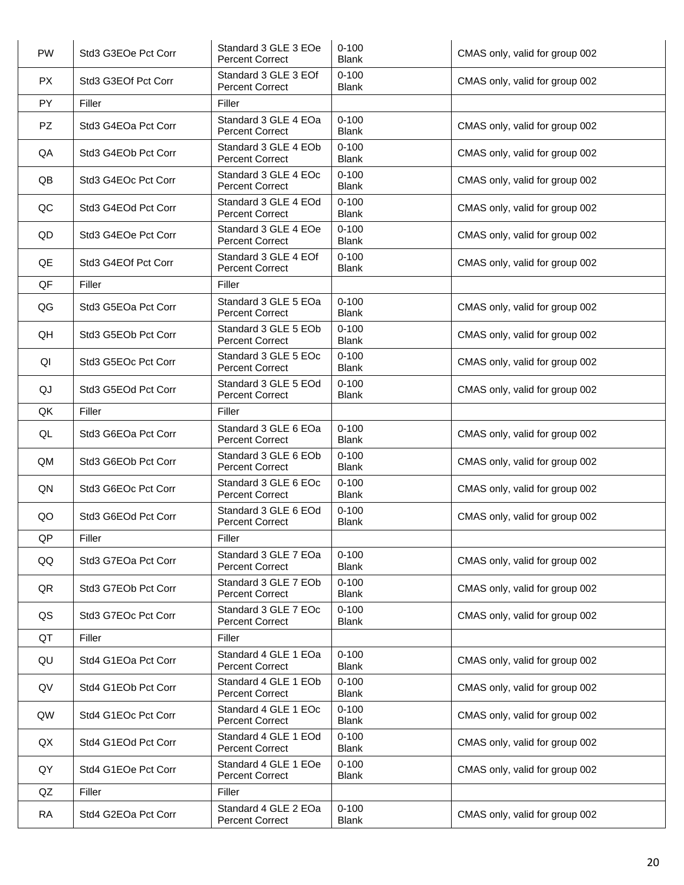| PW | Std3 G3EOe Pct Corr | Standard 3 GLE 3 EOe Percent Correct | 0-100 Blank | CMAS only, valid for group 002 |
|---|---|---|---|---|
| PX | Std3 G3EOf Pct Corr | Standard 3 GLE 3 EOf Percent Correct | 0-100 Blank | CMAS only, valid for group 002 |
| PY | Filler | Filler | | |
| PZ | Std3 G4EOa Pct Corr | Standard 3 GLE 4 EOa Percent Correct | 0-100 Blank | CMAS only, valid for group 002 |
| QA | Std3 G4EOb Pct Corr | Standard 3 GLE 4 EOb Percent Correct | 0-100 Blank | CMAS only, valid for group 002 |
| QB | Std3 G4EOc Pct Corr | Standard 3 GLE 4 EOc Percent Correct | 0-100 Blank | CMAS only, valid for group 002 |
| QC | Std3 G4EOd Pct Corr | Standard 3 GLE 4 EOd Percent Correct | 0-100 Blank | CMAS only, valid for group 002 |
| QD | Std3 G4EOe Pct Corr | Standard 3 GLE 4 EOe Percent Correct | 0-100 Blank | CMAS only, valid for group 002 |
| QE | Std3 G4EOf Pct Corr | Standard 3 GLE 4 EOf Percent Correct | 0-100 Blank | CMAS only, valid for group 002 |
| QF | Filler | Filler | | |
| QG | Std3 G5EOa Pct Corr | Standard 3 GLE 5 EOa Percent Correct | 0-100 Blank | CMAS only, valid for group 002 |
| QH | Std3 G5EOb Pct Corr | Standard 3 GLE 5 EOb Percent Correct | 0-100 Blank | CMAS only, valid for group 002 |
| QI | Std3 G5EOc Pct Corr | Standard 3 GLE 5 EOc Percent Correct | 0-100 Blank | CMAS only, valid for group 002 |
| QJ | Std3 G5EOd Pct Corr | Standard 3 GLE 5 EOd Percent Correct | 0-100 Blank | CMAS only, valid for group 002 |
| QK | Filler | Filler | | |
| QL | Std3 G6EOa Pct Corr | Standard 3 GLE 6 EOa Percent Correct | 0-100 Blank | CMAS only, valid for group 002 |
| QM | Std3 G6EOb Pct Corr | Standard 3 GLE 6 EOb Percent Correct | 0-100 Blank | CMAS only, valid for group 002 |
| QN | Std3 G6EOc Pct Corr | Standard 3 GLE 6 EOc Percent Correct | 0-100 Blank | CMAS only, valid for group 002 |
| QO | Std3 G6EOd Pct Corr | Standard 3 GLE 6 EOd Percent Correct | 0-100 Blank | CMAS only, valid for group 002 |
| QP | Filler | Filler | | |
| QQ | Std3 G7EOa Pct Corr | Standard 3 GLE 7 EOa Percent Correct | 0-100 Blank | CMAS only, valid for group 002 |
| QR | Std3 G7EOb Pct Corr | Standard 3 GLE 7 EOb Percent Correct | 0-100 Blank | CMAS only, valid for group 002 |
| QS | Std3 G7EOc Pct Corr | Standard 3 GLE 7 EOc Percent Correct | 0-100 Blank | CMAS only, valid for group 002 |
| QT | Filler | Filler | | |
| QU | Std4 G1EOa Pct Corr | Standard 4 GLE 1 EOa Percent Correct | 0-100 Blank | CMAS only, valid for group 002 |
| QV | Std4 G1EOb Pct Corr | Standard 4 GLE 1 EOb Percent Correct | 0-100 Blank | CMAS only, valid for group 002 |
| QW | Std4 G1EOc Pct Corr | Standard 4 GLE 1 EOc Percent Correct | 0-100 Blank | CMAS only, valid for group 002 |
| QX | Std4 G1EOd Pct Corr | Standard 4 GLE 1 EOd Percent Correct | 0-100 Blank | CMAS only, valid for group 002 |
| QY | Std4 G1EOe Pct Corr | Standard 4 GLE 1 EOe Percent Correct | 0-100 Blank | CMAS only, valid for group 002 |
| QZ | Filler | Filler | | |
| RA | Std4 G2EOa Pct Corr | Standard 4 GLE 2 EOa Percent Correct | 0-100 Blank | CMAS only, valid for group 002 |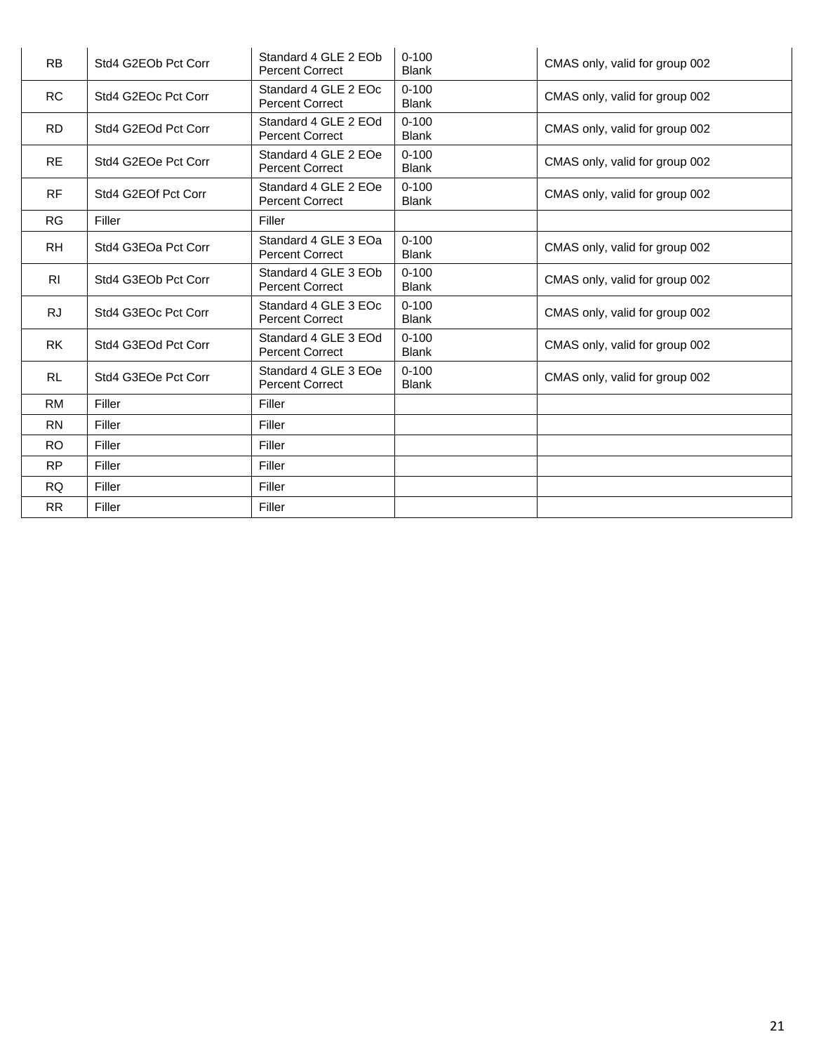| | | | | |
|---|---|---|---|---|
| RB | Std4 G2EOb Pct Corr | Standard 4 GLE 2 EOb Percent Correct | 0-100 Blank | CMAS only, valid for group 002 |
| RC | Std4 G2EOc Pct Corr | Standard 4 GLE 2 EOc Percent Correct | 0-100 Blank | CMAS only, valid for group 002 |
| RD | Std4 G2EOd Pct Corr | Standard 4 GLE 2 EOd Percent Correct | 0-100 Blank | CMAS only, valid for group 002 |
| RE | Std4 G2EOe Pct Corr | Standard 4 GLE 2 EOe Percent Correct | 0-100 Blank | CMAS only, valid for group 002 |
| RF | Std4 G2EOf Pct Corr | Standard 4 GLE 2 EOe Percent Correct | 0-100 Blank | CMAS only, valid for group 002 |
| RG | Filler | Filler | | |
| RH | Std4 G3EOa Pct Corr | Standard 4 GLE 3 EOa Percent Correct | 0-100 Blank | CMAS only, valid for group 002 |
| RI | Std4 G3EOb Pct Corr | Standard 4 GLE 3 EOb Percent Correct | 0-100 Blank | CMAS only, valid for group 002 |
| RJ | Std4 G3EOc Pct Corr | Standard 4 GLE 3 EOc Percent Correct | 0-100 Blank | CMAS only, valid for group 002 |
| RK | Std4 G3EOd Pct Corr | Standard 4 GLE 3 EOd Percent Correct | 0-100 Blank | CMAS only, valid for group 002 |
| RL | Std4 G3EOe Pct Corr | Standard 4 GLE 3 EOe Percent Correct | 0-100 Blank | CMAS only, valid for group 002 |
| RM | Filler | Filler | | |
| RN | Filler | Filler | | |
| RO | Filler | Filler | | |
| RP | Filler | Filler | | |
| RQ | Filler | Filler | | |
| RR | Filler | Filler | | |